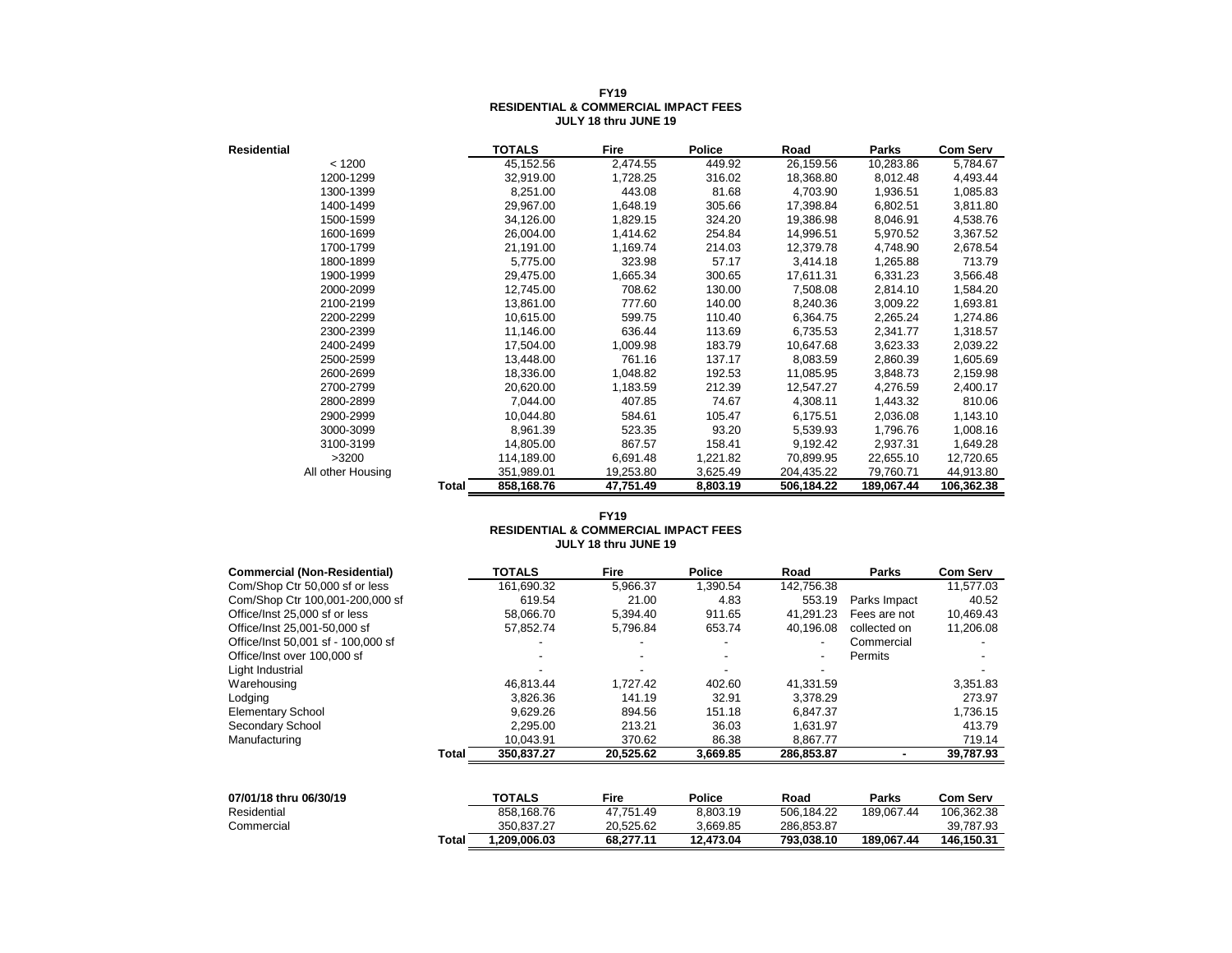**FY19**
**RESIDENTIAL & COMMERCIAL IMPACT FEES**
**JULY 18 thru JUNE 19**

| Residential | | TOTALS | Fire | Police | Road | Parks | Com Serv |
|---|---|---|---|---|---|---|---|
| < 1200 | | 45,152.56 | 2,474.55 | 449.92 | 26,159.56 | 10,283.86 | 5,784.67 |
| 1200-1299 | | 32,919.00 | 1,728.25 | 316.02 | 18,368.80 | 8,012.48 | 4,493.44 |
| 1300-1399 | | 8,251.00 | 443.08 | 81.68 | 4,703.90 | 1,936.51 | 1,085.83 |
| 1400-1499 | | 29,967.00 | 1,648.19 | 305.66 | 17,398.84 | 6,802.51 | 3,811.80 |
| 1500-1599 | | 34,126.00 | 1,829.15 | 324.20 | 19,386.98 | 8,046.91 | 4,538.76 |
| 1600-1699 | | 26,004.00 | 1,414.62 | 254.84 | 14,996.51 | 5,970.52 | 3,367.52 |
| 1700-1799 | | 21,191.00 | 1,169.74 | 214.03 | 12,379.78 | 4,748.90 | 2,678.54 |
| 1800-1899 | | 5,775.00 | 323.98 | 57.17 | 3,414.18 | 1,265.88 | 713.79 |
| 1900-1999 | | 29,475.00 | 1,665.34 | 300.65 | 17,611.31 | 6,331.23 | 3,566.48 |
| 2000-2099 | | 12,745.00 | 708.62 | 130.00 | 7,508.08 | 2,814.10 | 1,584.20 |
| 2100-2199 | | 13,861.00 | 777.60 | 140.00 | 8,240.36 | 3,009.22 | 1,693.81 |
| 2200-2299 | | 10,615.00 | 599.75 | 110.40 | 6,364.75 | 2,265.24 | 1,274.86 |
| 2300-2399 | | 11,146.00 | 636.44 | 113.69 | 6,735.53 | 2,341.77 | 1,318.57 |
| 2400-2499 | | 17,504.00 | 1,009.98 | 183.79 | 10,647.68 | 3,623.33 | 2,039.22 |
| 2500-2599 | | 13,448.00 | 761.16 | 137.17 | 8,083.59 | 2,860.39 | 1,605.69 |
| 2600-2699 | | 18,336.00 | 1,048.82 | 192.53 | 11,085.95 | 3,848.73 | 2,159.98 |
| 2700-2799 | | 20,620.00 | 1,183.59 | 212.39 | 12,547.27 | 4,276.59 | 2,400.17 |
| 2800-2899 | | 7,044.00 | 407.85 | 74.67 | 4,308.11 | 1,443.32 | 810.06 |
| 2900-2999 | | 10,044.80 | 584.61 | 105.47 | 6,175.51 | 2,036.08 | 1,143.10 |
| 3000-3099 | | 8,961.39 | 523.35 | 93.20 | 5,539.93 | 1,796.76 | 1,008.16 |
| 3100-3199 | | 14,805.00 | 867.57 | 158.41 | 9,192.42 | 2,937.31 | 1,649.28 |
| >3200 | | 114,189.00 | 6,691.48 | 1,221.82 | 70,899.95 | 22,655.10 | 12,720.65 |
| All other Housing | | 351,989.01 | 19,253.80 | 3,625.49 | 204,435.22 | 79,760.71 | 44,913.80 |
| | **Total** | **858,168.76** | **47,751.49** | **8,803.19** | **506,184.22** | **189,067.44** | **106,362.38** |

**FY19**
**RESIDENTIAL & COMMERCIAL IMPACT FEES**
**JULY 18 thru JUNE 19**

| Commercial (Non-Residential) | | TOTALS | Fire | Police | Road | Parks | Com Serv |
|---|---|---|---|---|---|---|---|
| Com/Shop Ctr 50,000 sf or less | | 161,690.32 | 5,966.37 | 1,390.54 | 142,756.38 | | 11,577.03 |
| Com/Shop Ctr 100,001-200,000 sf | | 619.54 | 21.00 | 4.83 | 553.19 | Parks Impact | 40.52 |
| Office/Inst 25,000 sf or less | | 58,066.70 | 5,394.40 | 911.65 | 41,291.23 | Fees are not | 10,469.43 |
| Office/Inst 25,001-50,000 sf | | 57,852.74 | 5,796.84 | 653.74 | 40,196.08 | collected on | 11,206.08 |
| Office/Inst 50,001 sf - 100,000 sf | | - | - | - | - | Commercial | - |
| Office/Inst over 100,000 sf | | - | - | - | - | Permits | - |
| Light Industrial | | - | - | - | - | | - |
| Warehousing | | 46,813.44 | 1,727.42 | 402.60 | 41,331.59 | | 3,351.83 |
| Lodging | | 3,826.36 | 141.19 | 32.91 | 3,378.29 | | 273.97 |
| Elementary School | | 9,629.26 | 894.56 | 151.18 | 6,847.37 | | 1,736.15 |
| Secondary School | | 2,295.00 | 213.21 | 36.03 | 1,631.97 | | 413.79 |
| Manufacturing | | 10,043.91 | 370.62 | 86.38 | 8,867.77 | | 719.14 |
| | **Total** | **350,837.27** | **20,525.62** | **3,669.85** | **286,853.87** | **-** | **39,787.93** |

| 07/01/18 thru 06/30/19 | | TOTALS | Fire | Police | Road | Parks | Com Serv |
|---|---|---|---|---|---|---|---|
| Residential | | 858,168.76 | 47,751.49 | 8,803.19 | 506,184.22 | 189,067.44 | 106,362.38 |
| Commercial | | 350,837.27 | 20,525.62 | 3,669.85 | 286,853.87 | | 39,787.93 |
| | **Total** | **1,209,006.03** | **68,277.11** | **12,473.04** | **793,038.10** | **189,067.44** | **146,150.31** |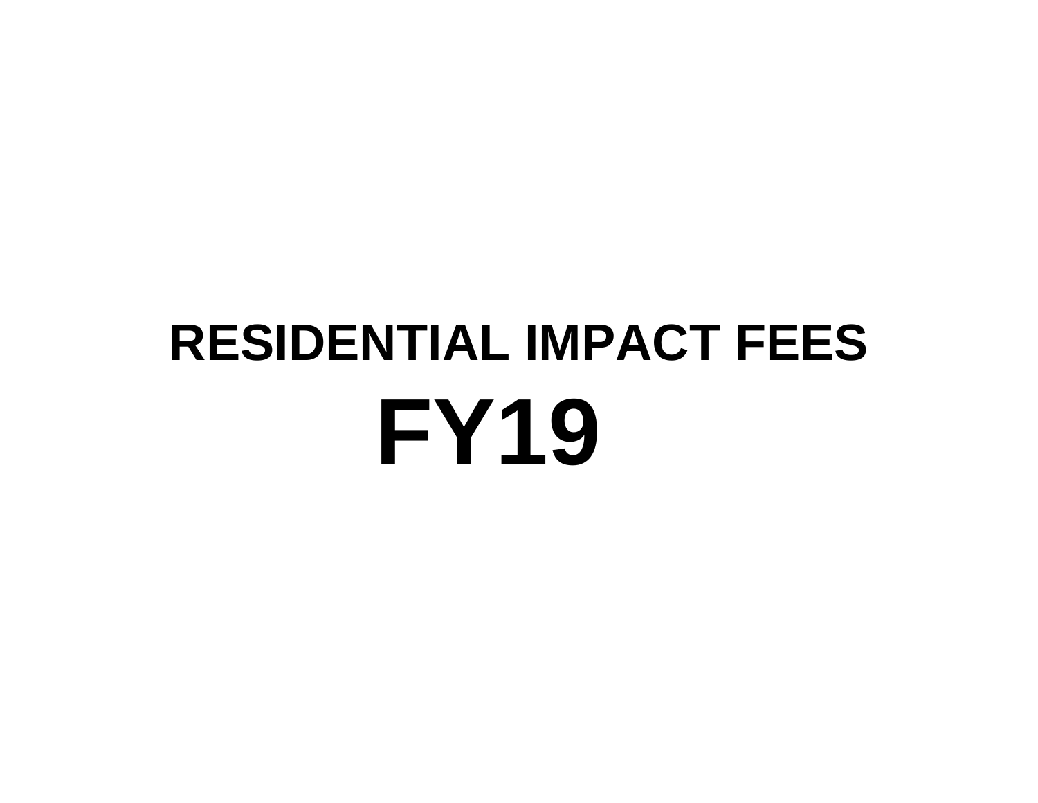# RESIDENTIAL IMPACT FEES

# FY19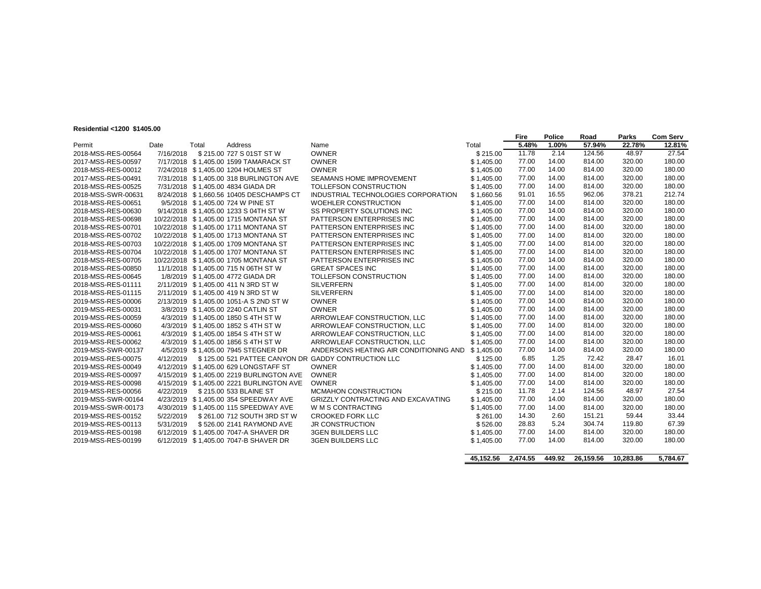**Residential <1200 $1405.00**

| Permit | Date | Total | Address | Name | Total | Fire | Police | Road | Parks | Com Serv |
|---|---|---|---|---|---|---|---|---|---|---|
| | | | | | | 5.48% | 1.00% | 57.94% | 22.78% | 12.81% |
| 2018-MSS-RES-00564 | 7/16/2018 | $ 215.00 | 727 S 01ST ST W | OWNER | $ 215.00 | 11.78 | 2.14 | 124.56 | 48.97 | 27.54 |
| 2017-MSS-RES-00597 | 7/17/2018 | $ 1,405.00 | 1599 TAMARACK ST | OWNER | $ 1,405.00 | 77.00 | 14.00 | 814.00 | 320.00 | 180.00 |
| 2018-MSS-RES-00012 | 7/24/2018 | $ 1,405.00 | 1204 HOLMES ST | OWNER | $ 1,405.00 | 77.00 | 14.00 | 814.00 | 320.00 | 180.00 |
| 2017-MSS-RES-00491 | 7/31/2018 | $ 1,405.00 | 318 BURLINGTON AVE | SEAMANS HOME IMPROVEMENT | $ 1,405.00 | 77.00 | 14.00 | 814.00 | 320.00 | 180.00 |
| 2018-MSS-RES-00525 | 7/31/2018 | $ 1,405.00 | 4834 GIADA DR | TOLLEFSON CONSTRUCTION | $ 1,405.00 | 77.00 | 14.00 | 814.00 | 320.00 | 180.00 |
| 2018-MSS-SWR-00631 | 8/24/2018 | $ 1,660.56 | 10405 DESCHAMPS CT | INDUSTRIAL TECHNOLOGIES CORPORATION | $ 1,660.56 | 91.01 | 16.55 | 962.06 | 378.21 | 212.74 |
| 2018-MSS-RES-00651 | 9/5/2018 | $ 1,405.00 | 724 W PINE ST | WOEHLER CONSTRUCTION | $ 1,405.00 | 77.00 | 14.00 | 814.00 | 320.00 | 180.00 |
| 2018-MSS-RES-00630 | 9/14/2018 | $ 1,405.00 | 1233 S 04TH ST W | SS PROPERTY SOLUTIONS INC | $ 1,405.00 | 77.00 | 14.00 | 814.00 | 320.00 | 180.00 |
| 2018-MSS-RES-00698 | 10/22/2018 | $ 1,405.00 | 1715 MONTANA ST | PATTERSON ENTERPRISES INC | $ 1,405.00 | 77.00 | 14.00 | 814.00 | 320.00 | 180.00 |
| 2018-MSS-RES-00701 | 10/22/2018 | $ 1,405.00 | 1711 MONTANA ST | PATTERSON ENTERPRISES INC | $ 1,405.00 | 77.00 | 14.00 | 814.00 | 320.00 | 180.00 |
| 2018-MSS-RES-00702 | 10/22/2018 | $ 1,405.00 | 1713 MONTANA ST | PATTERSON ENTERPRISES INC | $ 1,405.00 | 77.00 | 14.00 | 814.00 | 320.00 | 180.00 |
| 2018-MSS-RES-00703 | 10/22/2018 | $ 1,405.00 | 1709 MONTANA ST | PATTERSON ENTERPRISES INC | $ 1,405.00 | 77.00 | 14.00 | 814.00 | 320.00 | 180.00 |
| 2018-MSS-RES-00704 | 10/22/2018 | $ 1,405.00 | 1707 MONTANA ST | PATTERSON ENTERPRISES INC | $ 1,405.00 | 77.00 | 14.00 | 814.00 | 320.00 | 180.00 |
| 2018-MSS-RES-00705 | 10/22/2018 | $ 1,405.00 | 1705 MONTANA ST | PATTERSON ENTERPRISES INC | $ 1,405.00 | 77.00 | 14.00 | 814.00 | 320.00 | 180.00 |
| 2018-MSS-RES-00850 | 11/1/2018 | $ 1,405.00 | 715 N 06TH ST W | GREAT SPACES INC | $ 1,405.00 | 77.00 | 14.00 | 814.00 | 320.00 | 180.00 |
| 2018-MSS-RES-00645 | 1/8/2019 | $ 1,405.00 | 4772 GIADA DR | TOLLEFSON CONSTRUCTION | $ 1,405.00 | 77.00 | 14.00 | 814.00 | 320.00 | 180.00 |
| 2018-MSS-RES-01111 | 2/11/2019 | $ 1,405.00 | 411 N 3RD ST W | SILVERFERN | $ 1,405.00 | 77.00 | 14.00 | 814.00 | 320.00 | 180.00 |
| 2018-MSS-RES-01115 | 2/11/2019 | $ 1,405.00 | 419 N 3RD ST W | SILVERFERN | $ 1,405.00 | 77.00 | 14.00 | 814.00 | 320.00 | 180.00 |
| 2019-MSS-RES-00006 | 2/13/2019 | $ 1,405.00 | 1051-A S 2ND ST W | OWNER | $ 1,405.00 | 77.00 | 14.00 | 814.00 | 320.00 | 180.00 |
| 2019-MSS-RES-00031 | 3/8/2019 | $ 1,405.00 | 2240 CATLIN ST | OWNER | $ 1,405.00 | 77.00 | 14.00 | 814.00 | 320.00 | 180.00 |
| 2019-MSS-RES-00059 | 4/3/2019 | $ 1,405.00 | 1850 S 4TH ST W | ARROWLEAF CONSTRUCTION, LLC | $ 1,405.00 | 77.00 | 14.00 | 814.00 | 320.00 | 180.00 |
| 2019-MSS-RES-00060 | 4/3/2019 | $ 1,405.00 | 1852 S 4TH ST W | ARROWLEAF CONSTRUCTION, LLC | $ 1,405.00 | 77.00 | 14.00 | 814.00 | 320.00 | 180.00 |
| 2019-MSS-RES-00061 | 4/3/2019 | $ 1,405.00 | 1854 S 4TH ST W | ARROWLEAF CONSTRUCTION, LLC | $ 1,405.00 | 77.00 | 14.00 | 814.00 | 320.00 | 180.00 |
| 2019-MSS-RES-00062 | 4/3/2019 | $ 1,405.00 | 1856 S 4TH ST W | ARROWLEAF CONSTRUCTION, LLC | $ 1,405.00 | 77.00 | 14.00 | 814.00 | 320.00 | 180.00 |
| 2019-MSS-SWR-00137 | 4/5/2019 | $ 1,405.00 | 7945 STEGNER DR | ANDERSONS HEATING AIR CONDITIONING AND | $ 1,405.00 | 77.00 | 14.00 | 814.00 | 320.00 | 180.00 |
| 2019-MSS-RES-00075 | 4/12/2019 | $ 125.00 | 521 PATTEE CANYON DR | GADDY CONTRUCTION LLC | $ 125.00 | 6.85 | 1.25 | 72.42 | 28.47 | 16.01 |
| 2019-MSS-RES-00049 | 4/12/2019 | $ 1,405.00 | 629 LONGSTAFF ST | OWNER | $ 1,405.00 | 77.00 | 14.00 | 814.00 | 320.00 | 180.00 |
| 2019-MSS-RES-00097 | 4/15/2019 | $ 1,405.00 | 2219 BURLINGTON AVE | OWNER | $ 1,405.00 | 77.00 | 14.00 | 814.00 | 320.00 | 180.00 |
| 2019-MSS-RES-00098 | 4/15/2019 | $ 1,405.00 | 2221 BURLINGTON AVE | OWNER | $ 1,405.00 | 77.00 | 14.00 | 814.00 | 320.00 | 180.00 |
| 2019-MSS-RES-00056 | 4/22/2019 | $ 215.00 | 533 BLAINE ST | MCMAHON CONSTRUCTION | $ 215.00 | 11.78 | 2.14 | 124.56 | 48.97 | 27.54 |
| 2019-MSS-SWR-00164 | 4/23/2019 | $ 1,405.00 | 354 SPEEDWAY AVE | GRIZZLY CONTRACTING AND EXCAVATING | $ 1,405.00 | 77.00 | 14.00 | 814.00 | 320.00 | 180.00 |
| 2019-MSS-SWR-00173 | 4/30/2019 | $ 1,405.00 | 115 SPEEDWAY AVE | W M S CONTRACTING | $ 1,405.00 | 77.00 | 14.00 | 814.00 | 320.00 | 180.00 |
| 2019-MSS-RES-00152 | 5/22/2019 | $ 261.00 | 712 SOUTH 3RD ST W | CROOKED FORK LLC | $ 261.00 | 14.30 | 2.60 | 151.21 | 59.44 | 33.44 |
| 2019-MSS-RES-00113 | 5/31/2019 | $ 526.00 | 2141 RAYMOND AVE | JR CONSTRUCTION | $ 526.00 | 28.83 | 5.24 | 304.74 | 119.80 | 67.39 |
| 2019-MSS-RES-00198 | 6/12/2019 | $ 1,405.00 | 7047-A SHAVER DR | 3GEN BUILDERS LLC | $ 1,405.00 | 77.00 | 14.00 | 814.00 | 320.00 | 180.00 |
| 2019-MSS-RES-00199 | 6/12/2019 | $ 1,405.00 | 7047-B SHAVER DR | 3GEN BUILDERS LLC | $ 1,405.00 | 77.00 | 14.00 | 814.00 | 320.00 | 180.00 |
| | | | | | **45,152.56** | **2,474.55** | **449.92** | **26,159.56** | **10,283.86** | **5,784.67** |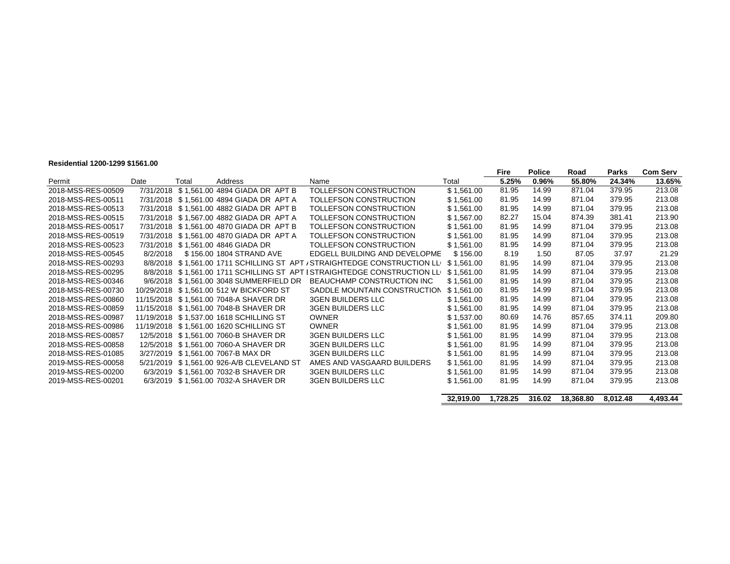**Residential 1200-1299 $1561.00**

| Permit | Date | Total | Address | Name | Total | Fire | Police | Road | Parks | Com Serv |
|---|---|---|---|---|---|---|---|---|---|---|
| | | | | | | 5.25% | 0.96% | 55.80% | 24.34% | 13.65% |
| 2018-MSS-RES-00509 | 7/31/2018 | $ 1,561.00 | 4894 GIADA DR APT B | TOLLEFSON CONSTRUCTION | $ 1,561.00 | 81.95 | 14.99 | 871.04 | 379.95 | 213.08 |
| 2018-MSS-RES-00511 | 7/31/2018 | $ 1,561.00 | 4894 GIADA DR APT A | TOLLEFSON CONSTRUCTION | $ 1,561.00 | 81.95 | 14.99 | 871.04 | 379.95 | 213.08 |
| 2018-MSS-RES-00513 | 7/31/2018 | $ 1,561.00 | 4882 GIADA DR APT B | TOLLEFSON CONSTRUCTION | $ 1,561.00 | 81.95 | 14.99 | 871.04 | 379.95 | 213.08 |
| 2018-MSS-RES-00515 | 7/31/2018 | $ 1,567.00 | 4882 GIADA DR APT A | TOLLEFSON CONSTRUCTION | $ 1,567.00 | 82.27 | 15.04 | 874.39 | 381.41 | 213.90 |
| 2018-MSS-RES-00517 | 7/31/2018 | $ 1,561.00 | 4870 GIADA DR APT B | TOLLEFSON CONSTRUCTION | $ 1,561.00 | 81.95 | 14.99 | 871.04 | 379.95 | 213.08 |
| 2018-MSS-RES-00519 | 7/31/2018 | $ 1,561.00 | 4870 GIADA DR APT A | TOLLEFSON CONSTRUCTION | $ 1,561.00 | 81.95 | 14.99 | 871.04 | 379.95 | 213.08 |
| 2018-MSS-RES-00523 | 7/31/2018 | $ 1,561.00 | 4846 GIADA DR | TOLLEFSON CONSTRUCTION | $ 1,561.00 | 81.95 | 14.99 | 871.04 | 379.95 | 213.08 |
| 2018-MSS-RES-00545 | 8/2/2018 | $ 156.00 | 1804 STRAND AVE | EDGELL BUILDING AND DEVELOPME | $ 156.00 | 8.19 | 1.50 | 87.05 | 37.97 | 21.29 |
| 2018-MSS-RES-00293 | 8/8/2018 | $ 1,561.00 | 1711 SCHILLING ST APT / | STRAIGHTEDGE CONSTRUCTION LL | $ 1,561.00 | 81.95 | 14.99 | 871.04 | 379.95 | 213.08 |
| 2018-MSS-RES-00295 | 8/8/2018 | $ 1,561.00 | 1711 SCHILLING ST APT I | STRAIGHTEDGE CONSTRUCTION LL | $ 1,561.00 | 81.95 | 14.99 | 871.04 | 379.95 | 213.08 |
| 2018-MSS-RES-00346 | 9/6/2018 | $ 1,561.00 | 3048 SUMMERFIELD DR | BEAUCHAMP CONSTRUCTION INC | $ 1,561.00 | 81.95 | 14.99 | 871.04 | 379.95 | 213.08 |
| 2018-MSS-RES-00730 | 10/29/2018 | $ 1,561.00 | 512 W BICKFORD ST | SADDLE MOUNTAIN CONSTRUCTION | $ 1,561.00 | 81.95 | 14.99 | 871.04 | 379.95 | 213.08 |
| 2018-MSS-RES-00860 | 11/15/2018 | $ 1,561.00 | 7048-A SHAVER DR | 3GEN BUILDERS LLC | $ 1,561.00 | 81.95 | 14.99 | 871.04 | 379.95 | 213.08 |
| 2018-MSS-RES-00859 | 11/15/2018 | $ 1,561.00 | 7048-B SHAVER DR | 3GEN BUILDERS LLC | $ 1,561.00 | 81.95 | 14.99 | 871.04 | 379.95 | 213.08 |
| 2018-MSS-RES-00987 | 11/19/2018 | $ 1,537.00 | 1618 SCHILLING ST | OWNER | $ 1,537.00 | 80.69 | 14.76 | 857.65 | 374.11 | 209.80 |
| 2018-MSS-RES-00986 | 11/19/2018 | $ 1,561.00 | 1620 SCHILLING ST | OWNER | $ 1,561.00 | 81.95 | 14.99 | 871.04 | 379.95 | 213.08 |
| 2018-MSS-RES-00857 | 12/5/2018 | $ 1,561.00 | 7060-B SHAVER DR | 3GEN BUILDERS LLC | $ 1,561.00 | 81.95 | 14.99 | 871.04 | 379.95 | 213.08 |
| 2018-MSS-RES-00858 | 12/5/2018 | $ 1,561.00 | 7060-A SHAVER DR | 3GEN BUILDERS LLC | $ 1,561.00 | 81.95 | 14.99 | 871.04 | 379.95 | 213.08 |
| 2018-MSS-RES-01085 | 3/27/2019 | $ 1,561.00 | 7067-B MAX DR | 3GEN BUILDERS LLC | $ 1,561.00 | 81.95 | 14.99 | 871.04 | 379.95 | 213.08 |
| 2019-MSS-RES-00058 | 5/21/2019 | $ 1,561.00 | 926-A/B CLEVELAND ST | AMES AND VASGAARD BUILDERS | $ 1,561.00 | 81.95 | 14.99 | 871.04 | 379.95 | 213.08 |
| 2019-MSS-RES-00200 | 6/3/2019 | $ 1,561.00 | 7032-B SHAVER DR | 3GEN BUILDERS LLC | $ 1,561.00 | 81.95 | 14.99 | 871.04 | 379.95 | 213.08 |
| 2019-MSS-RES-00201 | 6/3/2019 | $ 1,561.00 | 7032-A SHAVER DR | 3GEN BUILDERS LLC | $ 1,561.00 | 81.95 | 14.99 | 871.04 | 379.95 | 213.08 |
| | | | | | **32,919.00** | **1,728.25** | **316.02** | **18,368.80** | **8,012.48** | **4,493.44** |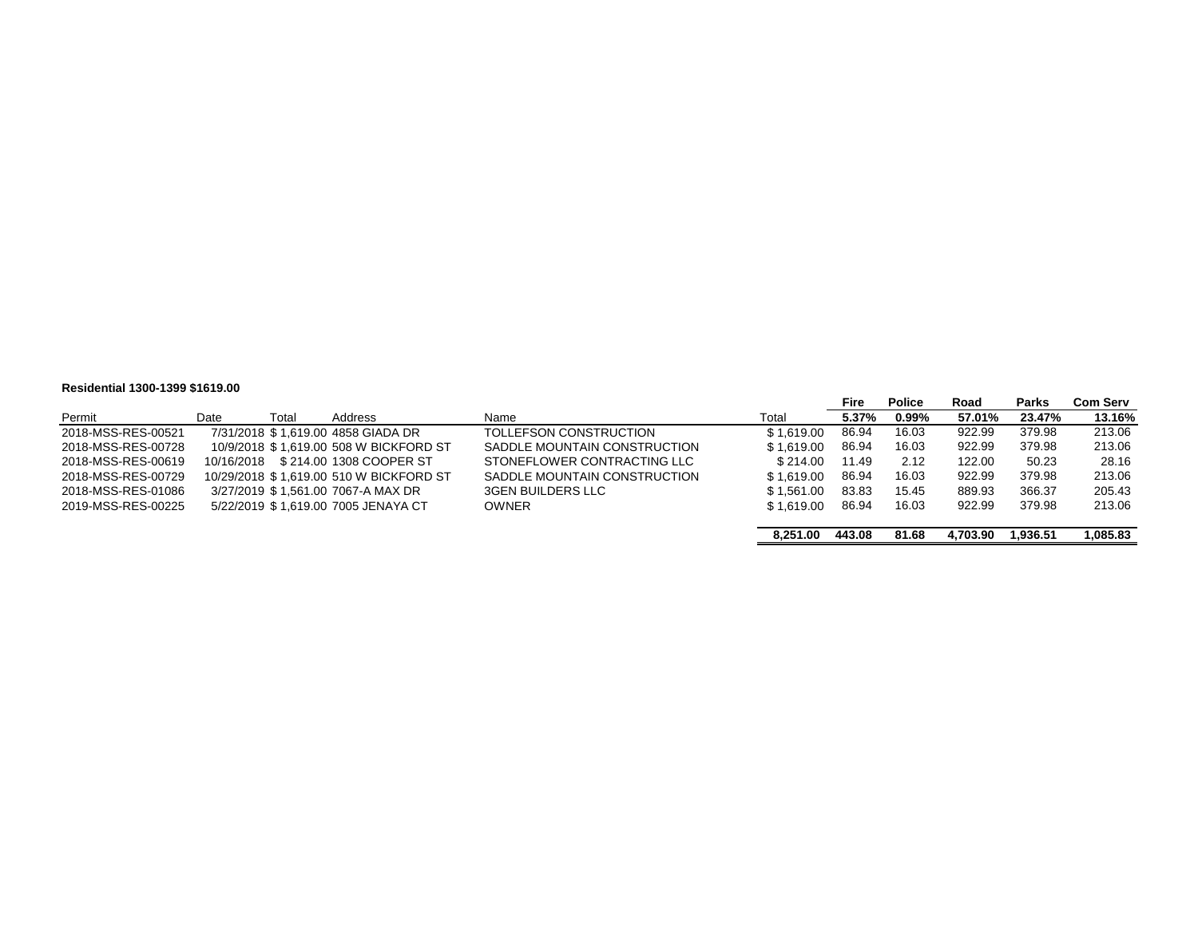**Residential 1300-1399 $1619.00**

| Permit | Date | Total | Address | Name | Total | Fire 5.37% | Police 0.99% | Road 57.01% | Parks 23.47% | Com Serv 13.16% |
|---|---|---|---|---|---|---|---|---|---|---|
| 2018-MSS-RES-00521 | 7/31/2018 | $ 1,619.00 | 4858 GIADA DR | TOLLEFSON CONSTRUCTION | $ 1,619.00 | 86.94 | 16.03 | 922.99 | 379.98 | 213.06 |
| 2018-MSS-RES-00728 | 10/9/2018 | $ 1,619.00 | 508 W BICKFORD ST | SADDLE MOUNTAIN CONSTRUCTION | $ 1,619.00 | 86.94 | 16.03 | 922.99 | 379.98 | 213.06 |
| 2018-MSS-RES-00619 | 10/16/2018 | $ 214.00 | 1308 COOPER ST | STONEFLOWER CONTRACTING LLC | $ 214.00 | 11.49 | 2.12 | 122.00 | 50.23 | 28.16 |
| 2018-MSS-RES-00729 | 10/29/2018 | $ 1,619.00 | 510 W BICKFORD ST | SADDLE MOUNTAIN CONSTRUCTION | $ 1,619.00 | 86.94 | 16.03 | 922.99 | 379.98 | 213.06 |
| 2018-MSS-RES-01086 | 3/27/2019 | $ 1,561.00 | 7067-A MAX DR | 3GEN BUILDERS LLC | $ 1,561.00 | 83.83 | 15.45 | 889.93 | 366.37 | 205.43 |
| 2019-MSS-RES-00225 | 5/22/2019 | $ 1,619.00 | 7005 JENAYA CT | OWNER | $ 1,619.00 | 86.94 | 16.03 | 922.99 | 379.98 | 213.06 |
| | | | | | **8,251.00** | **443.08** | **81.68** | **4,703.90** | **1,936.51** | **1,085.83** |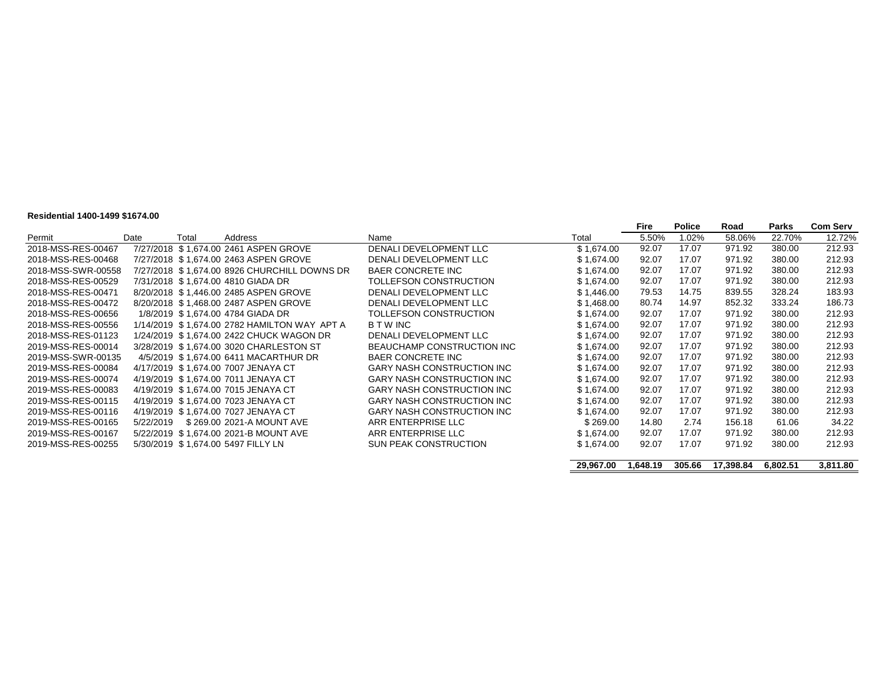**Residential 1400-1499 $1674.00**

| Permit | Date | Total | Address | Name | Total | Fire | Police | Road | Parks | Com Serv |
|---|---|---|---|---|---|---|---|---|---|---|
| | | | | | | 5.50% | 1.02% | 58.06% | 22.70% | 12.72% |
| 2018-MSS-RES-00467 | 7/27/2018 | $ 1,674.00 | 2461 ASPEN GROVE | DENALI DEVELOPMENT LLC | $ 1,674.00 | 92.07 | 17.07 | 971.92 | 380.00 | 212.93 |
| 2018-MSS-RES-00468 | 7/27/2018 | $ 1,674.00 | 2463 ASPEN GROVE | DENALI DEVELOPMENT LLC | $ 1,674.00 | 92.07 | 17.07 | 971.92 | 380.00 | 212.93 |
| 2018-MSS-SWR-00558 | 7/27/2018 | $ 1,674.00 | 8926 CHURCHILL DOWNS DR | BAER CONCRETE INC | $ 1,674.00 | 92.07 | 17.07 | 971.92 | 380.00 | 212.93 |
| 2018-MSS-RES-00529 | 7/31/2018 | $ 1,674.00 | 4810 GIADA DR | TOLLEFSON CONSTRUCTION | $ 1,674.00 | 92.07 | 17.07 | 971.92 | 380.00 | 212.93 |
| 2018-MSS-RES-00471 | 8/20/2018 | $ 1,446.00 | 2485 ASPEN GROVE | DENALI DEVELOPMENT LLC | $ 1,446.00 | 79.53 | 14.75 | 839.55 | 328.24 | 183.93 |
| 2018-MSS-RES-00472 | 8/20/2018 | $ 1,468.00 | 2487 ASPEN GROVE | DENALI DEVELOPMENT LLC | $ 1,468.00 | 80.74 | 14.97 | 852.32 | 333.24 | 186.73 |
| 2018-MSS-RES-00656 | 1/8/2019 | $ 1,674.00 | 4784 GIADA DR | TOLLEFSON CONSTRUCTION | $ 1,674.00 | 92.07 | 17.07 | 971.92 | 380.00 | 212.93 |
| 2018-MSS-RES-00556 | 1/14/2019 | $ 1,674.00 | 2782 HAMILTON WAY APT A | B T W INC | $ 1,674.00 | 92.07 | 17.07 | 971.92 | 380.00 | 212.93 |
| 2018-MSS-RES-01123 | 1/24/2019 | $ 1,674.00 | 2422 CHUCK WAGON DR | DENALI DEVELOPMENT LLC | $ 1,674.00 | 92.07 | 17.07 | 971.92 | 380.00 | 212.93 |
| 2019-MSS-RES-00014 | 3/28/2019 | $ 1,674.00 | 3020 CHARLESTON ST | BEAUCHAMP CONSTRUCTION INC | $ 1,674.00 | 92.07 | 17.07 | 971.92 | 380.00 | 212.93 |
| 2019-MSS-SWR-00135 | 4/5/2019 | $ 1,674.00 | 6411 MACARTHUR DR | BAER CONCRETE INC | $ 1,674.00 | 92.07 | 17.07 | 971.92 | 380.00 | 212.93 |
| 2019-MSS-RES-00084 | 4/17/2019 | $ 1,674.00 | 7007 JENAYA CT | GARY NASH CONSTRUCTION INC | $ 1,674.00 | 92.07 | 17.07 | 971.92 | 380.00 | 212.93 |
| 2019-MSS-RES-00074 | 4/19/2019 | $ 1,674.00 | 7011 JENAYA CT | GARY NASH CONSTRUCTION INC | $ 1,674.00 | 92.07 | 17.07 | 971.92 | 380.00 | 212.93 |
| 2019-MSS-RES-00083 | 4/19/2019 | $ 1,674.00 | 7015 JENAYA CT | GARY NASH CONSTRUCTION INC | $ 1,674.00 | 92.07 | 17.07 | 971.92 | 380.00 | 212.93 |
| 2019-MSS-RES-00115 | 4/19/2019 | $ 1,674.00 | 7023 JENAYA CT | GARY NASH CONSTRUCTION INC | $ 1,674.00 | 92.07 | 17.07 | 971.92 | 380.00 | 212.93 |
| 2019-MSS-RES-00116 | 4/19/2019 | $ 1,674.00 | 7027 JENAYA CT | GARY NASH CONSTRUCTION INC | $ 1,674.00 | 92.07 | 17.07 | 971.92 | 380.00 | 212.93 |
| 2019-MSS-RES-00165 | 5/22/2019 | $ 269.00 | 2021-A MOUNT AVE | ARR ENTERPRISE LLC | $ 269.00 | 14.80 | 2.74 | 156.18 | 61.06 | 34.22 |
| 2019-MSS-RES-00167 | 5/22/2019 | $ 1,674.00 | 2021-B MOUNT AVE | ARR ENTERPRISE LLC | $ 1,674.00 | 92.07 | 17.07 | 971.92 | 380.00 | 212.93 |
| 2019-MSS-RES-00255 | 5/30/2019 | $ 1,674.00 | 5497 FILLY LN | SUN PEAK CONSTRUCTION | $ 1,674.00 | 92.07 | 17.07 | 971.92 | 380.00 | 212.93 |
| | | | | | **29,967.00** | **1,648.19** | **305.66** | **17,398.84** | **6,802.51** | **3,811.80** |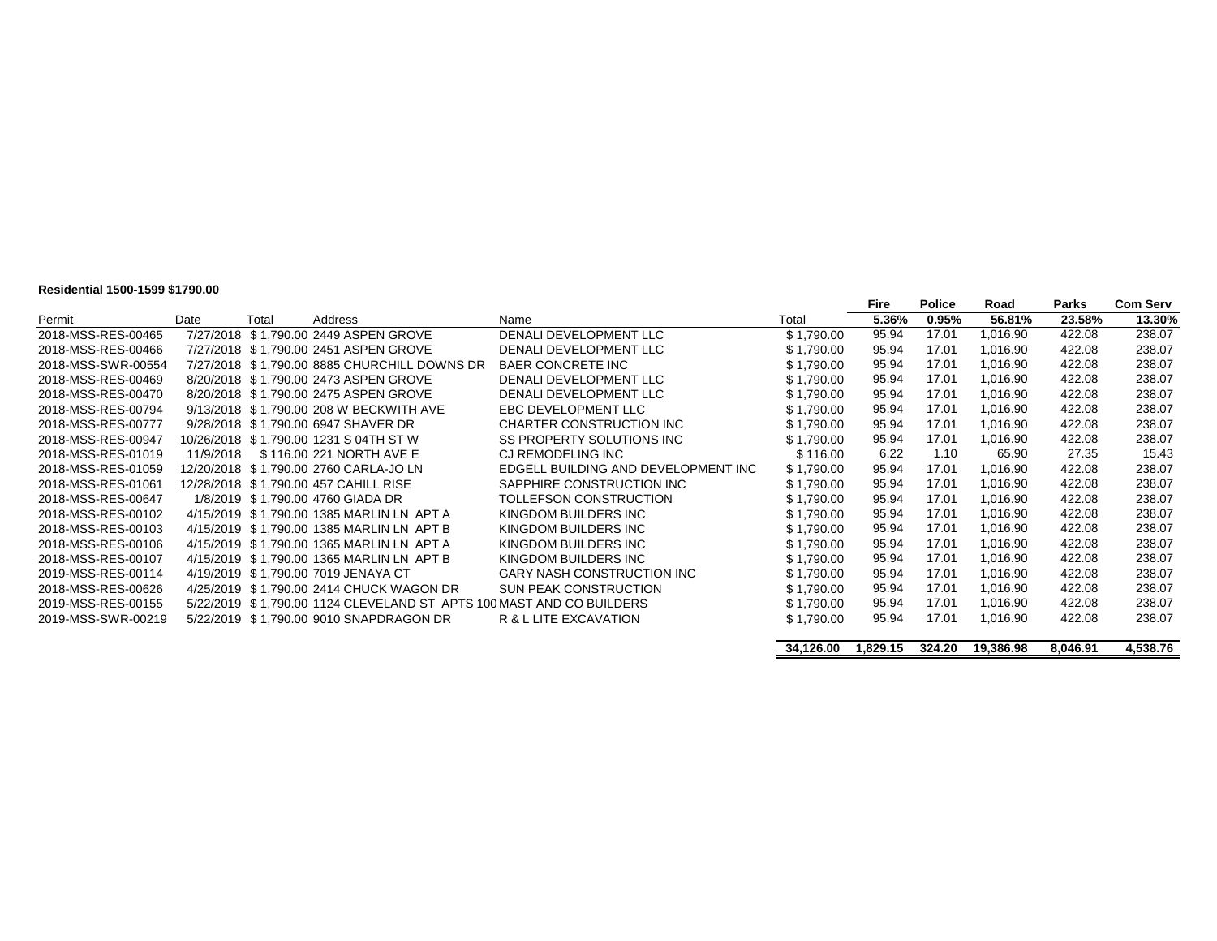**Residential 1500-1599 $1790.00**

| Permit | Date | Total | Address | Name | Total | Fire | Police | Road | Parks | Com Serv |
|---|---|---|---|---|---|---|---|---|---|---|
| | | | | | | 5.36% | 0.95% | 56.81% | 23.58% | 13.30% |
| 2018-MSS-RES-00465 | 7/27/2018 | $ 1,790.00 | 2449 ASPEN GROVE | DENALI DEVELOPMENT LLC | $ 1,790.00 | 95.94 | 17.01 | 1,016.90 | 422.08 | 238.07 |
| 2018-MSS-RES-00466 | 7/27/2018 | $ 1,790.00 | 2451 ASPEN GROVE | DENALI DEVELOPMENT LLC | $ 1,790.00 | 95.94 | 17.01 | 1,016.90 | 422.08 | 238.07 |
| 2018-MSS-SWR-00554 | 7/27/2018 | $ 1,790.00 | 8885 CHURCHILL DOWNS DR | BAER CONCRETE INC | $ 1,790.00 | 95.94 | 17.01 | 1,016.90 | 422.08 | 238.07 |
| 2018-MSS-RES-00469 | 8/20/2018 | $ 1,790.00 | 2473 ASPEN GROVE | DENALI DEVELOPMENT LLC | $ 1,790.00 | 95.94 | 17.01 | 1,016.90 | 422.08 | 238.07 |
| 2018-MSS-RES-00470 | 8/20/2018 | $ 1,790.00 | 2475 ASPEN GROVE | DENALI DEVELOPMENT LLC | $ 1,790.00 | 95.94 | 17.01 | 1,016.90 | 422.08 | 238.07 |
| 2018-MSS-RES-00794 | 9/13/2018 | $ 1,790.00 | 208 W BECKWITH AVE | EBC DEVELOPMENT LLC | $ 1,790.00 | 95.94 | 17.01 | 1,016.90 | 422.08 | 238.07 |
| 2018-MSS-RES-00777 | 9/28/2018 | $ 1,790.00 | 6947 SHAVER DR | CHARTER CONSTRUCTION INC | $ 1,790.00 | 95.94 | 17.01 | 1,016.90 | 422.08 | 238.07 |
| 2018-MSS-RES-00947 | 10/26/2018 | $ 1,790.00 | 1231 S 04TH ST W | SS PROPERTY SOLUTIONS INC | $ 1,790.00 | 95.94 | 17.01 | 1,016.90 | 422.08 | 238.07 |
| 2018-MSS-RES-01019 | 11/9/2018 | $ 116.00 | 221 NORTH AVE E | CJ REMODELING INC | $ 116.00 | 6.22 | 1.10 | 65.90 | 27.35 | 15.43 |
| 2018-MSS-RES-01059 | 12/20/2018 | $ 1,790.00 | 2760 CARLA-JO LN | EDGELL BUILDING AND DEVELOPMENT INC | $ 1,790.00 | 95.94 | 17.01 | 1,016.90 | 422.08 | 238.07 |
| 2018-MSS-RES-01061 | 12/28/2018 | $ 1,790.00 | 457 CAHILL RISE | SAPPHIRE CONSTRUCTION INC | $ 1,790.00 | 95.94 | 17.01 | 1,016.90 | 422.08 | 238.07 |
| 2018-MSS-RES-00647 | 1/8/2019 | $ 1,790.00 | 4760 GIADA DR | TOLLEFSON CONSTRUCTION | $ 1,790.00 | 95.94 | 17.01 | 1,016.90 | 422.08 | 238.07 |
| 2018-MSS-RES-00102 | 4/15/2019 | $ 1,790.00 | 1385 MARLIN LN APT A | KINGDOM BUILDERS INC | $ 1,790.00 | 95.94 | 17.01 | 1,016.90 | 422.08 | 238.07 |
| 2018-MSS-RES-00103 | 4/15/2019 | $ 1,790.00 | 1385 MARLIN LN APT B | KINGDOM BUILDERS INC | $ 1,790.00 | 95.94 | 17.01 | 1,016.90 | 422.08 | 238.07 |
| 2018-MSS-RES-00106 | 4/15/2019 | $ 1,790.00 | 1365 MARLIN LN APT A | KINGDOM BUILDERS INC | $ 1,790.00 | 95.94 | 17.01 | 1,016.90 | 422.08 | 238.07 |
| 2018-MSS-RES-00107 | 4/15/2019 | $ 1,790.00 | 1365 MARLIN LN APT B | KINGDOM BUILDERS INC | $ 1,790.00 | 95.94 | 17.01 | 1,016.90 | 422.08 | 238.07 |
| 2019-MSS-RES-00114 | 4/19/2019 | $ 1,790.00 | 7019 JENAYA CT | GARY NASH CONSTRUCTION INC | $ 1,790.00 | 95.94 | 17.01 | 1,016.90 | 422.08 | 238.07 |
| 2018-MSS-RES-00626 | 4/25/2019 | $ 1,790.00 | 2414 CHUCK WAGON DR | SUN PEAK CONSTRUCTION | $ 1,790.00 | 95.94 | 17.01 | 1,016.90 | 422.08 | 238.07 |
| 2019-MSS-RES-00155 | 5/22/2019 | $ 1,790.00 | 1124 CLEVELAND ST APTS 100 | MAST AND CO BUILDERS | $ 1,790.00 | 95.94 | 17.01 | 1,016.90 | 422.08 | 238.07 |
| 2019-MSS-SWR-00219 | 5/22/2019 | $ 1,790.00 | 9010 SNAPDRAGON DR | R & L LITE EXCAVATION | $ 1,790.00 | 95.94 | 17.01 | 1,016.90 | 422.08 | 238.07 |
| | | | | | **34,126.00** | **1,829.15** | **324.20** | **19,386.98** | **8,046.91** | **4,538.76** |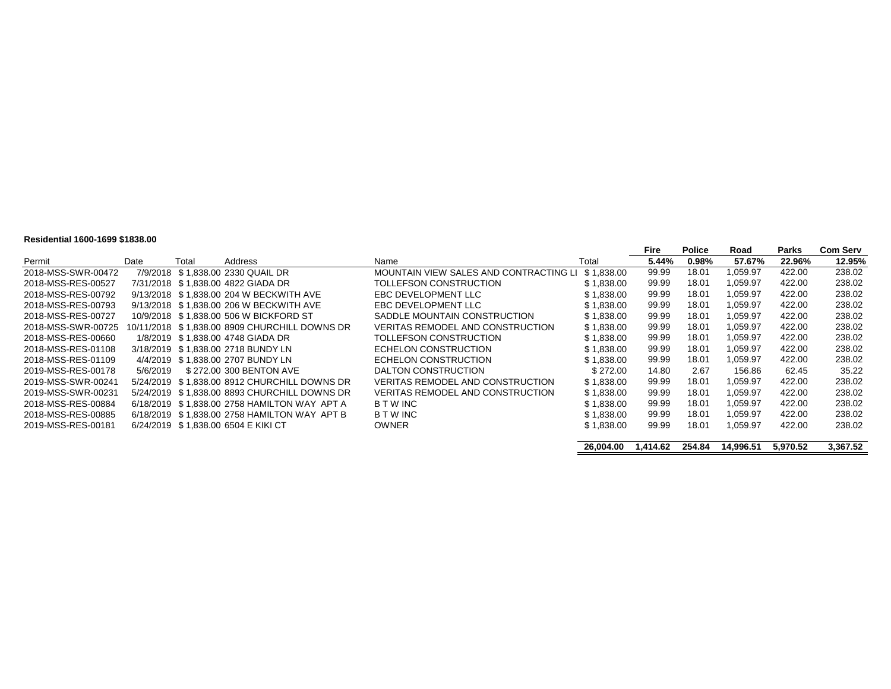**Residential 1600-1699 $1838.00**

| Permit | Date | Total | Address | Name | Total | Fire 5.44% | Police 0.98% | Road 57.67% | Parks 22.96% | Com Serv 12.95% |
|---|---|---|---|---|---|---|---|---|---|---|
| 2018-MSS-SWR-00472 | 7/9/2018 | $ 1,838.00 | 2330 QUAIL DR | MOUNTAIN VIEW SALES AND CONTRACTING LI | $ 1,838.00 | 99.99 | 18.01 | 1,059.97 | 422.00 | 238.02 |
| 2018-MSS-RES-00527 | 7/31/2018 | $ 1,838.00 | 4822 GIADA DR | TOLLEFSON CONSTRUCTION | $ 1,838.00 | 99.99 | 18.01 | 1,059.97 | 422.00 | 238.02 |
| 2018-MSS-RES-00792 | 9/13/2018 | $ 1,838.00 | 204 W BECKWITH AVE | EBC DEVELOPMENT LLC | $ 1,838.00 | 99.99 | 18.01 | 1,059.97 | 422.00 | 238.02 |
| 2018-MSS-RES-00793 | 9/13/2018 | $ 1,838.00 | 206 W BECKWITH AVE | EBC DEVELOPMENT LLC | $ 1,838.00 | 99.99 | 18.01 | 1,059.97 | 422.00 | 238.02 |
| 2018-MSS-RES-00727 | 10/9/2018 | $ 1,838.00 | 506 W BICKFORD ST | SADDLE MOUNTAIN CONSTRUCTION | $ 1,838.00 | 99.99 | 18.01 | 1,059.97 | 422.00 | 238.02 |
| 2018-MSS-SWR-00725 | 10/11/2018 | $ 1,838.00 | 8909 CHURCHILL DOWNS DR | VERITAS REMODEL AND CONSTRUCTION | $ 1,838.00 | 99.99 | 18.01 | 1,059.97 | 422.00 | 238.02 |
| 2018-MSS-RES-00660 | 1/8/2019 | $ 1,838.00 | 4748 GIADA DR | TOLLEFSON CONSTRUCTION | $ 1,838.00 | 99.99 | 18.01 | 1,059.97 | 422.00 | 238.02 |
| 2018-MSS-RES-01108 | 3/18/2019 | $ 1,838.00 | 2718 BUNDY LN | ECHELON CONSTRUCTION | $ 1,838.00 | 99.99 | 18.01 | 1,059.97 | 422.00 | 238.02 |
| 2018-MSS-RES-01109 | 4/4/2019 | $ 1,838.00 | 2707 BUNDY LN | ECHELON CONSTRUCTION | $ 1,838.00 | 99.99 | 18.01 | 1,059.97 | 422.00 | 238.02 |
| 2019-MSS-RES-00178 | 5/6/2019 | $ 272.00 | 300 BENTON AVE | DALTON CONSTRUCTION | $ 272.00 | 14.80 | 2.67 | 156.86 | 62.45 | 35.22 |
| 2019-MSS-SWR-00241 | 5/24/2019 | $ 1,838.00 | 8912 CHURCHILL DOWNS DR | VERITAS REMODEL AND CONSTRUCTION | $ 1,838.00 | 99.99 | 18.01 | 1,059.97 | 422.00 | 238.02 |
| 2019-MSS-SWR-00231 | 5/24/2019 | $ 1,838.00 | 8893 CHURCHILL DOWNS DR | VERITAS REMODEL AND CONSTRUCTION | $ 1,838.00 | 99.99 | 18.01 | 1,059.97 | 422.00 | 238.02 |
| 2018-MSS-RES-00884 | 6/18/2019 | $ 1,838.00 | 2758 HAMILTON WAY APT A | B T W INC | $ 1,838.00 | 99.99 | 18.01 | 1,059.97 | 422.00 | 238.02 |
| 2018-MSS-RES-00885 | 6/18/2019 | $ 1,838.00 | 2758 HAMILTON WAY APT B | B T W INC | $ 1,838.00 | 99.99 | 18.01 | 1,059.97 | 422.00 | 238.02 |
| 2019-MSS-RES-00181 | 6/24/2019 | $ 1,838.00 | 6504 E KIKI CT | OWNER | $ 1,838.00 | 99.99 | 18.01 | 1,059.97 | 422.00 | 238.02 |
| | | | | | **26,004.00** | **1,414.62** | **254.84** | **14,996.51** | **5,970.52** | **3,367.52** |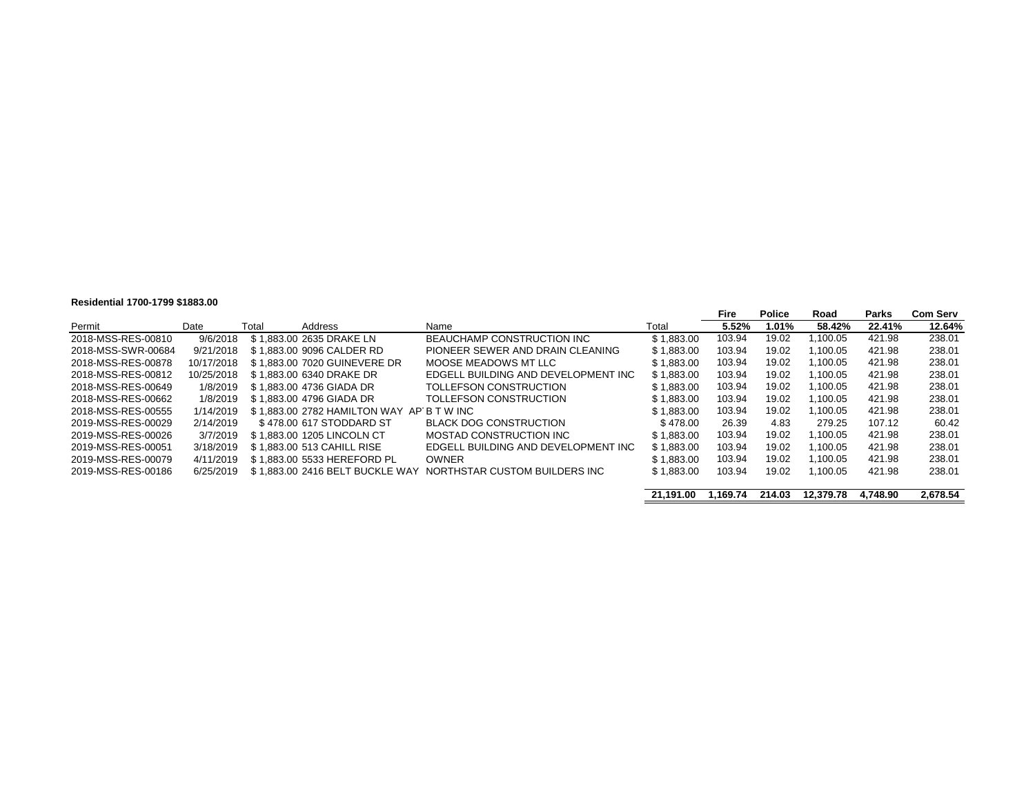**Residential 1700-1799 $1883.00**

| Permit | Date | Total | Address | Name | Total | Fire 5.52% | Police 1.01% | Road 58.42% | Parks 22.41% | Com Serv 12.64% |
|---|---|---|---|---|---|---|---|---|---|---|
| 2018-MSS-RES-00810 | 9/6/2018 | $ 1,883.00 | 2635 DRAKE LN | BEAUCHAMP CONSTRUCTION INC | $ 1,883.00 | 103.94 | 19.02 | 1,100.05 | 421.98 | 238.01 |
| 2018-MSS-SWR-00684 | 9/21/2018 | $ 1,883.00 | 9096 CALDER RD | PIONEER SEWER AND DRAIN CLEANING | $ 1,883.00 | 103.94 | 19.02 | 1,100.05 | 421.98 | 238.01 |
| 2018-MSS-RES-00878 | 10/17/2018 | $ 1,883.00 | 7020 GUINEVERE DR | MOOSE MEADOWS MT LLC | $ 1,883.00 | 103.94 | 19.02 | 1,100.05 | 421.98 | 238.01 |
| 2018-MSS-RES-00812 | 10/25/2018 | $ 1,883.00 | 6340 DRAKE DR | EDGELL BUILDING AND DEVELOPMENT INC | $ 1,883.00 | 103.94 | 19.02 | 1,100.05 | 421.98 | 238.01 |
| 2018-MSS-RES-00649 | 1/8/2019 | $ 1,883.00 | 4736 GIADA DR | TOLLEFSON CONSTRUCTION | $ 1,883.00 | 103.94 | 19.02 | 1,100.05 | 421.98 | 238.01 |
| 2018-MSS-RES-00662 | 1/8/2019 | $ 1,883.00 | 4796 GIADA DR | TOLLEFSON CONSTRUCTION | $ 1,883.00 | 103.94 | 19.02 | 1,100.05 | 421.98 | 238.01 |
| 2018-MSS-RES-00555 | 1/14/2019 | $ 1,883.00 | 2782 HAMILTON WAY AP | B T W INC | $ 1,883.00 | 103.94 | 19.02 | 1,100.05 | 421.98 | 238.01 |
| 2019-MSS-RES-00029 | 2/14/2019 | $ 478.00 | 617 STODDARD ST | BLACK DOG CONSTRUCTION | $ 478.00 | 26.39 | 4.83 | 279.25 | 107.12 | 60.42 |
| 2019-MSS-RES-00026 | 3/7/2019 | $ 1,883.00 | 1205 LINCOLN CT | MOSTAD CONSTRUCTION INC | $ 1,883.00 | 103.94 | 19.02 | 1,100.05 | 421.98 | 238.01 |
| 2019-MSS-RES-00051 | 3/18/2019 | $ 1,883.00 | 513 CAHILL RISE | EDGELL BUILDING AND DEVELOPMENT INC | $ 1,883.00 | 103.94 | 19.02 | 1,100.05 | 421.98 | 238.01 |
| 2019-MSS-RES-00079 | 4/11/2019 | $ 1,883.00 | 5533 HEREFORD PL | OWNER | $ 1,883.00 | 103.94 | 19.02 | 1,100.05 | 421.98 | 238.01 |
| 2019-MSS-RES-00186 | 6/25/2019 | $ 1,883.00 | 2416 BELT BUCKLE WAY | NORTHSTAR CUSTOM BUILDERS INC | $ 1,883.00 | 103.94 | 19.02 | 1,100.05 | 421.98 | 238.01 |
| | | | | | **21,191.00** | **1,169.74** | **214.03** | **12,379.78** | **4,748.90** | **2,678.54** |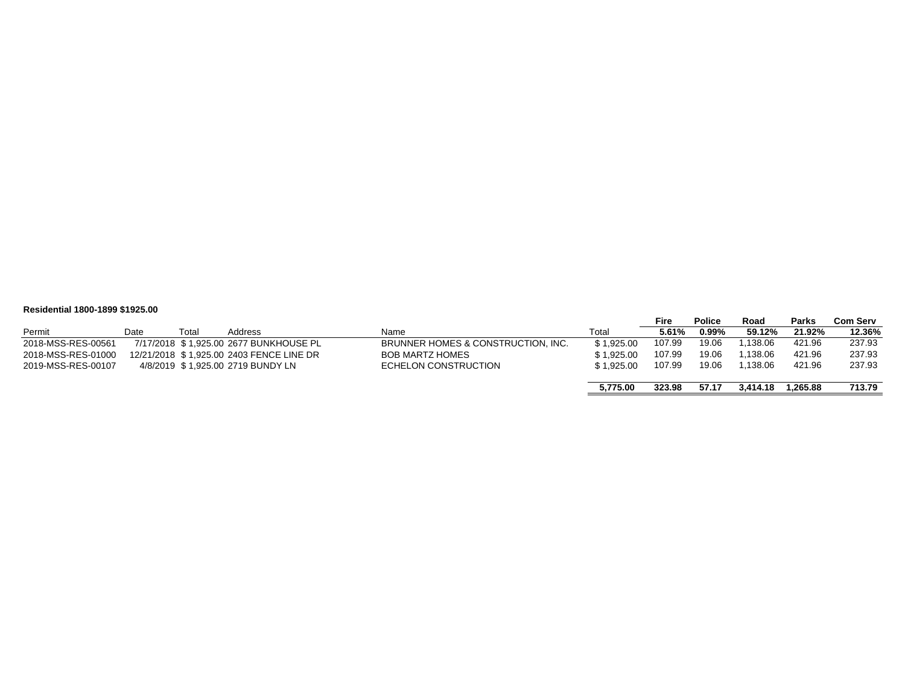**Residential 1800-1899 $1925.00**

| Permit | Date | Total | Address | Name | Total | Fire | Police | Road | Parks | Com Serv |
|---|---|---|---|---|---|---|---|---|---|---|
| | | | | | | **5.61%** | **0.99%** | **59.12%** | **21.92%** | **12.36%** |
| 2018-MSS-RES-00561 | 7/17/2018 | $ 1,925.00 | 2677 BUNKHOUSE PL | BRUNNER HOMES & CONSTRUCTION, INC. | $ 1,925.00 | 107.99 | 19.06 | 1,138.06 | 421.96 | 237.93 |
| 2018-MSS-RES-01000 | 12/21/2018 | $ 1,925.00 | 2403 FENCE LINE DR | BOB MARTZ HOMES | $ 1,925.00 | 107.99 | 19.06 | 1,138.06 | 421.96 | 237.93 |
| 2019-MSS-RES-00107 | 4/8/2019 | $ 1,925.00 | 2719 BUNDY LN | ECHELON CONSTRUCTION | $ 1,925.00 | 107.99 | 19.06 | 1,138.06 | 421.96 | 237.93 |
| | | | | | **5,775.00** | **323.98** | **57.17** | **3,414.18** | **1,265.88** | **713.79** |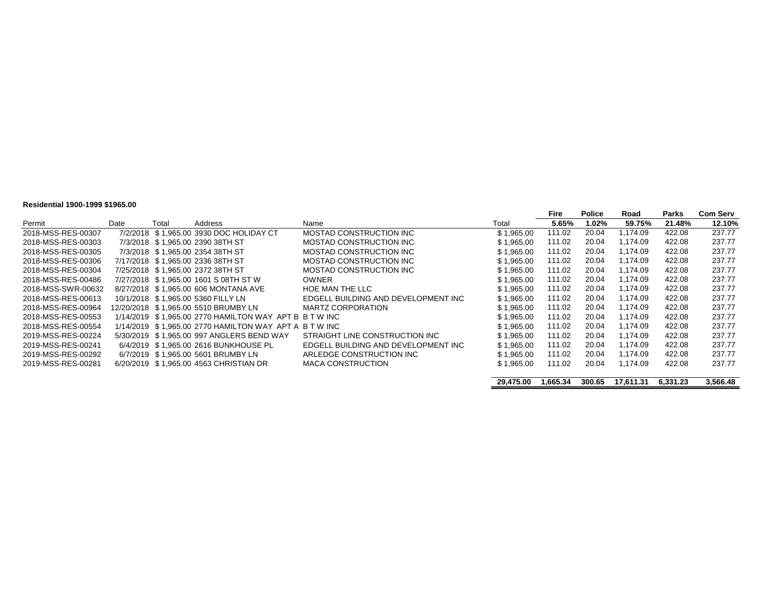**Residential 1900-1999 $1965.00**

| Permit | Date | Total | Address | Name | Total | Fire<br>5.65% | Police<br>1.02% | Road<br>59.75% | Parks<br>21.48% | Com Serv<br>12.10% |
|---|---|---|---|---|---|---|---|---|---|---|
| 2018-MSS-RES-00307 | 7/2/2018 | $ 1,965.00 | 3930 DOC HOLIDAY CT | MOSTAD CONSTRUCTION INC | $ 1,965.00 | 111.02 | 20.04 | 1,174.09 | 422.08 | 237.77 |
| 2018-MSS-RES-00303 | 7/3/2018 | $ 1,965.00 | 2390 38TH ST | MOSTAD CONSTRUCTION INC | $ 1,965.00 | 111.02 | 20.04 | 1,174.09 | 422.08 | 237.77 |
| 2018-MSS-RES-00305 | 7/3/2018 | $ 1,965.00 | 2354 38TH ST | MOSTAD CONSTRUCTION INC | $ 1,965.00 | 111.02 | 20.04 | 1,174.09 | 422.08 | 237.77 |
| 2018-MSS-RES-00306 | 7/17/2018 | $ 1,965.00 | 2336 38TH ST | MOSTAD CONSTRUCTION INC | $ 1,965.00 | 111.02 | 20.04 | 1,174.09 | 422.08 | 237.77 |
| 2018-MSS-RES-00304 | 7/25/2018 | $ 1,965.00 | 2372 38TH ST | MOSTAD CONSTRUCTION INC | $ 1,965.00 | 111.02 | 20.04 | 1,174.09 | 422.08 | 237.77 |
| 2018-MSS-RES-00486 | 7/27/2018 | $ 1,965.00 | 1601 S 08TH ST W | OWNER | $ 1,965.00 | 111.02 | 20.04 | 1,174.09 | 422.08 | 237.77 |
| 2018-MSS-SWR-00632 | 8/27/2018 | $ 1,965.00 | 606 MONTANA AVE | HOE MAN THE LLC | $ 1,965.00 | 111.02 | 20.04 | 1,174.09 | 422.08 | 237.77 |
| 2018-MSS-RES-00613 | 10/1/2018 | $ 1,965.00 | 5360 FILLY LN | EDGELL BUILDING AND DEVELOPMENT INC | $ 1,965.00 | 111.02 | 20.04 | 1,174.09 | 422.08 | 237.77 |
| 2018-MSS-RES-00964 | 12/20/2018 | $ 1,965.00 | 5510 BRUMBY LN | MARTZ CORPORATION | $ 1,965.00 | 111.02 | 20.04 | 1,174.09 | 422.08 | 237.77 |
| 2018-MSS-RES-00553 | 1/14/2019 | $ 1,965.00 | 2770 HAMILTON WAY APT B | B T W INC | $ 1,965.00 | 111.02 | 20.04 | 1,174.09 | 422.08 | 237.77 |
| 2018-MSS-RES-00554 | 1/14/2019 | $ 1,965.00 | 2770 HAMILTON WAY APT A | B T W INC | $ 1,965.00 | 111.02 | 20.04 | 1,174.09 | 422.08 | 237.77 |
| 2019-MSS-RES-00224 | 5/30/2019 | $ 1,965.00 | 997 ANGLERS BEND WAY | STRAIGHT LINE CONSTRUCTION INC | $ 1,965.00 | 111.02 | 20.04 | 1,174.09 | 422.08 | 237.77 |
| 2019-MSS-RES-00241 | 6/4/2019 | $ 1,965.00 | 2616 BUNKHOUSE PL | EDGELL BUILDING AND DEVELOPMENT INC | $ 1,965.00 | 111.02 | 20.04 | 1,174.09 | 422.08 | 237.77 |
| 2019-MSS-RES-00292 | 6/7/2019 | $ 1,965.00 | 5601 BRUMBY LN | ARLEDGE CONSTRUCTION INC | $ 1,965.00 | 111.02 | 20.04 | 1,174.09 | 422.08 | 237.77 |
| 2019-MSS-RES-00281 | 6/20/2019 | $ 1,965.00 | 4563 CHRISTIAN DR | MACA CONSTRUCTION | $ 1,965.00 | 111.02 | 20.04 | 1,174.09 | 422.08 | 237.77 |
| | | | | | **29,475.00** | **1,665.34** | **300.65** | **17,611.31** | **6,331.23** | **3,566.48** |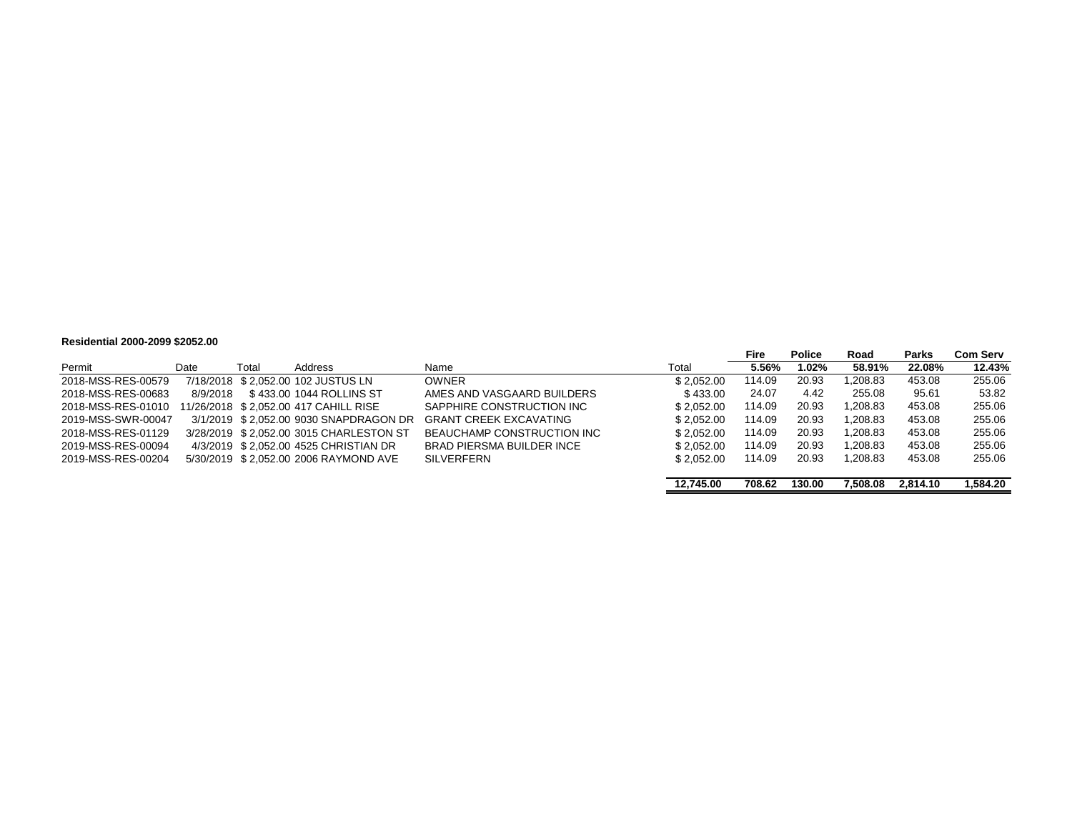**Residential 2000-2099 $2052.00**

| Permit | Date | Total | Address | Name | Total | Fire | Police | Road | Parks | Com Serv |
|---|---|---|---|---|---|---|---|---|---|---|
| | | | | | | 5.56% | 1.02% | 58.91% | 22.08% | 12.43% |
| 2018-MSS-RES-00579 | 7/18/2018 | $ 2,052.00 | 102 JUSTUS LN | OWNER | $ 2,052.00 | 114.09 | 20.93 | 1,208.83 | 453.08 | 255.06 |
| 2018-MSS-RES-00683 | 8/9/2018 | $ 433.00 | 1044 ROLLINS ST | AMES AND VASGAARD BUILDERS | $ 433.00 | 24.07 | 4.42 | 255.08 | 95.61 | 53.82 |
| 2018-MSS-RES-01010 | 11/26/2018 | $ 2,052.00 | 417 CAHILL RISE | SAPPHIRE CONSTRUCTION INC | $ 2,052.00 | 114.09 | 20.93 | 1,208.83 | 453.08 | 255.06 |
| 2019-MSS-SWR-00047 | 3/1/2019 | $ 2,052.00 | 9030 SNAPDRAGON DR | GRANT CREEK EXCAVATING | $ 2,052.00 | 114.09 | 20.93 | 1,208.83 | 453.08 | 255.06 |
| 2018-MSS-RES-01129 | 3/28/2019 | $ 2,052.00 | 3015 CHARLESTON ST | BEAUCHAMP CONSTRUCTION INC | $ 2,052.00 | 114.09 | 20.93 | 1,208.83 | 453.08 | 255.06 |
| 2019-MSS-RES-00094 | 4/3/2019 | $ 2,052.00 | 4525 CHRISTIAN DR | BRAD PIERSMA BUILDER INCE | $ 2,052.00 | 114.09 | 20.93 | 1,208.83 | 453.08 | 255.06 |
| 2019-MSS-RES-00204 | 5/30/2019 | $ 2,052.00 | 2006 RAYMOND AVE | SILVERFERN | $ 2,052.00 | 114.09 | 20.93 | 1,208.83 | 453.08 | 255.06 |
| | | | | | **12,745.00** | **708.62** | **130.00** | **7,508.08** | **2,814.10** | **1,584.20** |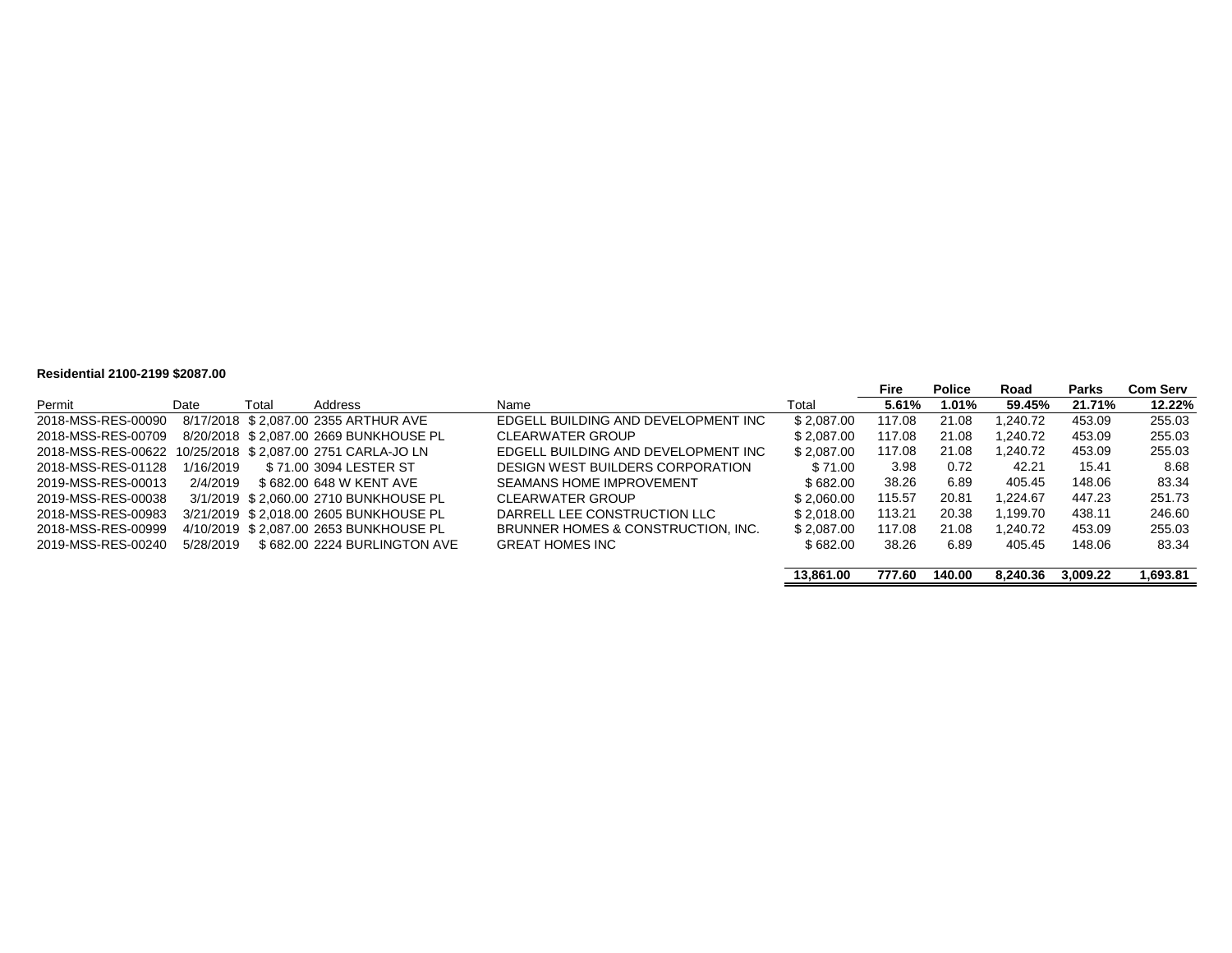**Residential 2100-2199 $2087.00**

| Permit | Date | Total | Address | Name | Total | Fire<br>5.61% | Police<br>1.01% | Road<br>59.45% | Parks<br>21.71% | Com Serv<br>12.22% |
|---|---|---|---|---|---|---|---|---|---|---|
| 2018-MSS-RES-00090 | 8/17/2018 | $ 2,087.00 | 2355 ARTHUR AVE | EDGELL BUILDING AND DEVELOPMENT INC | $ 2,087.00 | 117.08 | 21.08 | 1,240.72 | 453.09 | 255.03 |
| 2018-MSS-RES-00709 | 8/20/2018 | $ 2,087.00 | 2669 BUNKHOUSE PL | CLEARWATER GROUP | $ 2,087.00 | 117.08 | 21.08 | 1,240.72 | 453.09 | 255.03 |
| 2018-MSS-RES-00622 | 10/25/2018 | $ 2,087.00 | 2751 CARLA-JO LN | EDGELL BUILDING AND DEVELOPMENT INC | $ 2,087.00 | 117.08 | 21.08 | 1,240.72 | 453.09 | 255.03 |
| 2018-MSS-RES-01128 | 1/16/2019 | $ 71.00 | 3094 LESTER ST | DESIGN WEST BUILDERS CORPORATION | $ 71.00 | 3.98 | 0.72 | 42.21 | 15.41 | 8.68 |
| 2019-MSS-RES-00013 | 2/4/2019 | $ 682.00 | 648 W KENT AVE | SEAMANS HOME IMPROVEMENT | $ 682.00 | 38.26 | 6.89 | 405.45 | 148.06 | 83.34 |
| 2019-MSS-RES-00038 | 3/1/2019 | $ 2,060.00 | 2710 BUNKHOUSE PL | CLEARWATER GROUP | $ 2,060.00 | 115.57 | 20.81 | 1,224.67 | 447.23 | 251.73 |
| 2018-MSS-RES-00983 | 3/21/2019 | $ 2,018.00 | 2605 BUNKHOUSE PL | DARRELL LEE CONSTRUCTION LLC | $ 2,018.00 | 113.21 | 20.38 | 1,199.70 | 438.11 | 246.60 |
| 2018-MSS-RES-00999 | 4/10/2019 | $ 2,087.00 | 2653 BUNKHOUSE PL | BRUNNER HOMES & CONSTRUCTION, INC. | $ 2,087.00 | 117.08 | 21.08 | 1,240.72 | 453.09 | 255.03 |
| 2019-MSS-RES-00240 | 5/28/2019 | $ 682.00 | 2224 BURLINGTON AVE | GREAT HOMES INC | $ 682.00 | 38.26 | 6.89 | 405.45 | 148.06 | 83.34 |
| | | | | | **13,861.00** | **777.60** | **140.00** | **8,240.36** | **3,009.22** | **1,693.81** |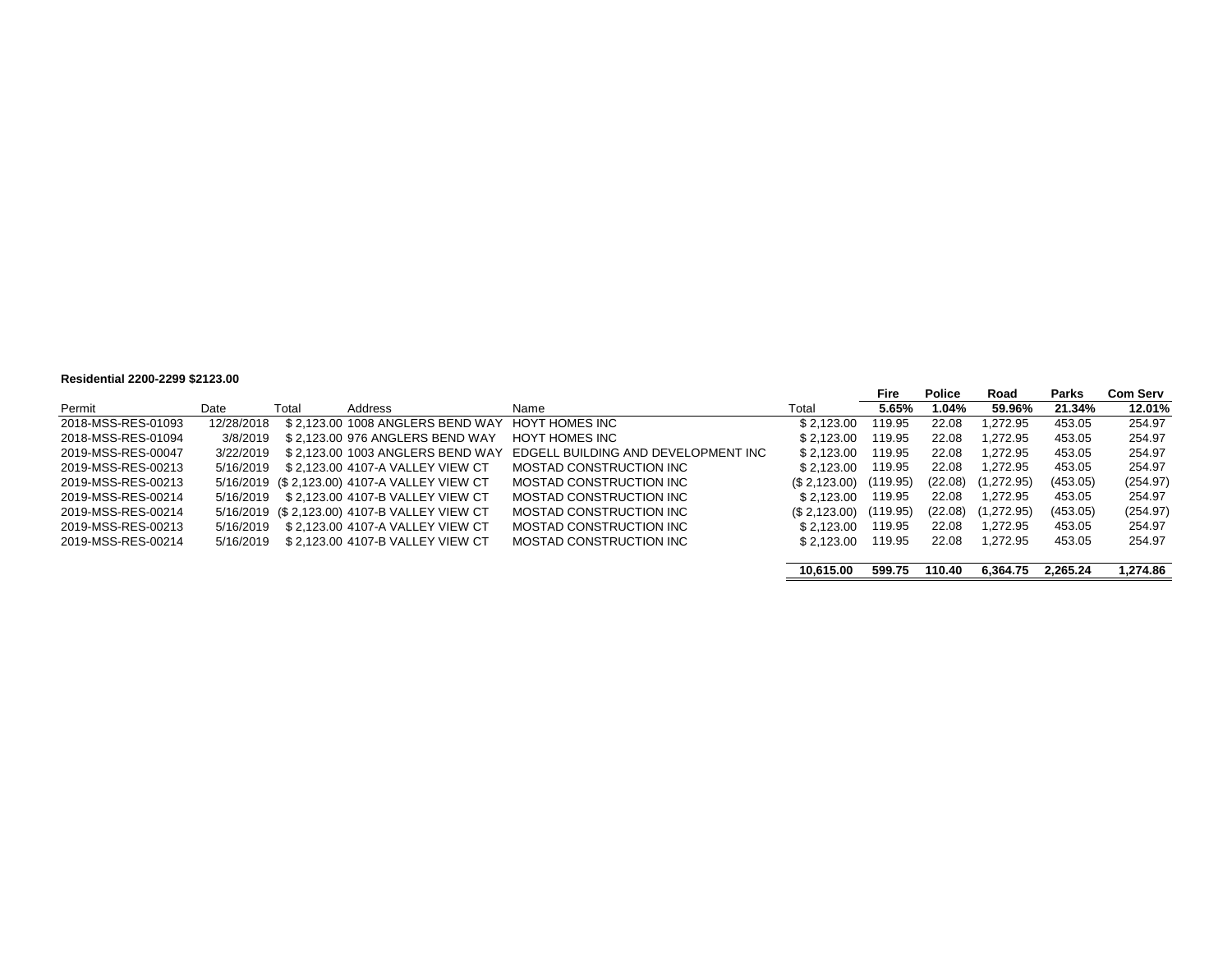**Residential 2200-2299 $2123.00**

| Permit | Date | Total | Address | Name | Total | Fire<br>**5.65%** | Police<br>**1.04%** | Road<br>**59.96%** | Parks<br>**21.34%** | Com Serv<br>**12.01%** |
|---|---|---|---|---|---|---|---|---|---|---|
| 2018-MSS-RES-01093 | 12/28/2018 | $ 2,123.00 | 1008 ANGLERS BEND WAY | HOYT HOMES INC | $ 2,123.00 | 119.95 | 22.08 | 1,272.95 | 453.05 | 254.97 |
| 2018-MSS-RES-01094 | 3/8/2019 | $ 2,123.00 | 976 ANGLERS BEND WAY | HOYT HOMES INC | $ 2,123.00 | 119.95 | 22.08 | 1,272.95 | 453.05 | 254.97 |
| 2019-MSS-RES-00047 | 3/22/2019 | $ 2,123.00 | 1003 ANGLERS BEND WAY | EDGELL BUILDING AND DEVELOPMENT INC | $ 2,123.00 | 119.95 | 22.08 | 1,272.95 | 453.05 | 254.97 |
| 2019-MSS-RES-00213 | 5/16/2019 | $ 2,123.00 | 4107-A VALLEY VIEW CT | MOSTAD CONSTRUCTION INC | $ 2,123.00 | 119.95 | 22.08 | 1,272.95 | 453.05 | 254.97 |
| 2019-MSS-RES-00213 | 5/16/2019 | ($ 2,123.00) | 4107-A VALLEY VIEW CT | MOSTAD CONSTRUCTION INC | ($ 2,123.00) | (119.95) | (22.08) | (1,272.95) | (453.05) | (254.97) |
| 2019-MSS-RES-00214 | 5/16/2019 | $ 2,123.00 | 4107-B VALLEY VIEW CT | MOSTAD CONSTRUCTION INC | $ 2,123.00 | 119.95 | 22.08 | 1,272.95 | 453.05 | 254.97 |
| 2019-MSS-RES-00214 | 5/16/2019 | ($ 2,123.00) | 4107-B VALLEY VIEW CT | MOSTAD CONSTRUCTION INC | ($ 2,123.00) | (119.95) | (22.08) | (1,272.95) | (453.05) | (254.97) |
| 2019-MSS-RES-00213 | 5/16/2019 | $ 2,123.00 | 4107-A VALLEY VIEW CT | MOSTAD CONSTRUCTION INC | $ 2,123.00 | 119.95 | 22.08 | 1,272.95 | 453.05 | 254.97 |
| 2019-MSS-RES-00214 | 5/16/2019 | $ 2,123.00 | 4107-B VALLEY VIEW CT | MOSTAD CONSTRUCTION INC | $ 2,123.00 | 119.95 | 22.08 | 1,272.95 | 453.05 | 254.97 |
| | | | | | **10,615.00** | **599.75** | **110.40** | **6,364.75** | **2,265.24** | **1,274.86** |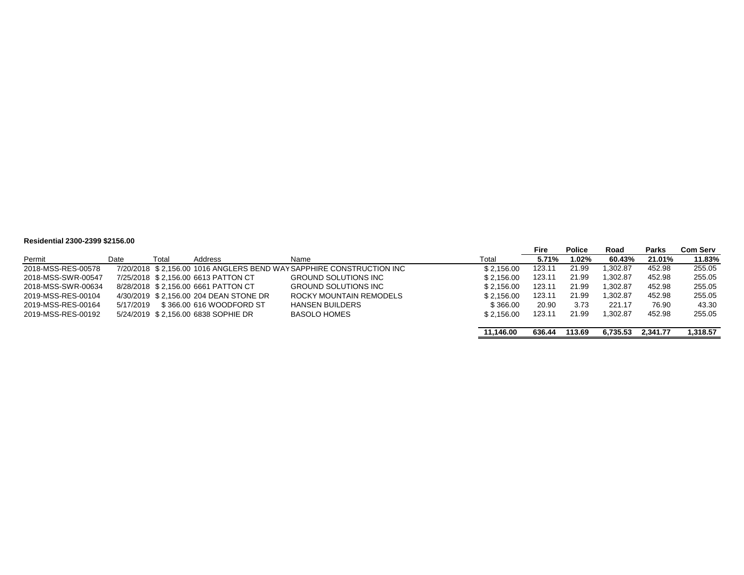**Residential 2300-2399 $2156.00**

| Permit | Date | Total | Address | Name | Total | Fire | Police | Road | Parks | Com Serv |
|---|---|---|---|---|---|---|---|---|---|---|
| | | | | | | **5.71%** | **1.02%** | **60.43%** | **21.01%** | **11.83%** |
| 2018-MSS-RES-00578 | 7/20/2018 | $ 2,156.00 | 1016 ANGLERS BEND WAY | SAPPHIRE CONSTRUCTION INC | $ 2,156.00 | 123.11 | 21.99 | 1,302.87 | 452.98 | 255.05 |
| 2018-MSS-SWR-00547 | 7/25/2018 | $ 2,156.00 | 6613 PATTON CT | GROUND SOLUTIONS INC | $ 2,156.00 | 123.11 | 21.99 | 1,302.87 | 452.98 | 255.05 |
| 2018-MSS-SWR-00634 | 8/28/2018 | $ 2,156.00 | 6661 PATTON CT | GROUND SOLUTIONS INC | $ 2,156.00 | 123.11 | 21.99 | 1,302.87 | 452.98 | 255.05 |
| 2019-MSS-RES-00104 | 4/30/2019 | $ 2,156.00 | 204 DEAN STONE DR | ROCKY MOUNTAIN REMODELS | $ 2,156.00 | 123.11 | 21.99 | 1,302.87 | 452.98 | 255.05 |
| 2019-MSS-RES-00164 | 5/17/2019 | $ 366.00 | 616 WOODFORD ST | HANSEN BUILDERS | $ 366.00 | 20.90 | 3.73 | 221.17 | 76.90 | 43.30 |
| 2019-MSS-RES-00192 | 5/24/2019 | $ 2,156.00 | 6838 SOPHIE DR | BASOLO HOMES | $ 2,156.00 | 123.11 | 21.99 | 1,302.87 | 452.98 | 255.05 |
| | | | | | **11,146.00** | **636.44** | **113.69** | **6,735.53** | **2,341.77** | **1,318.57** |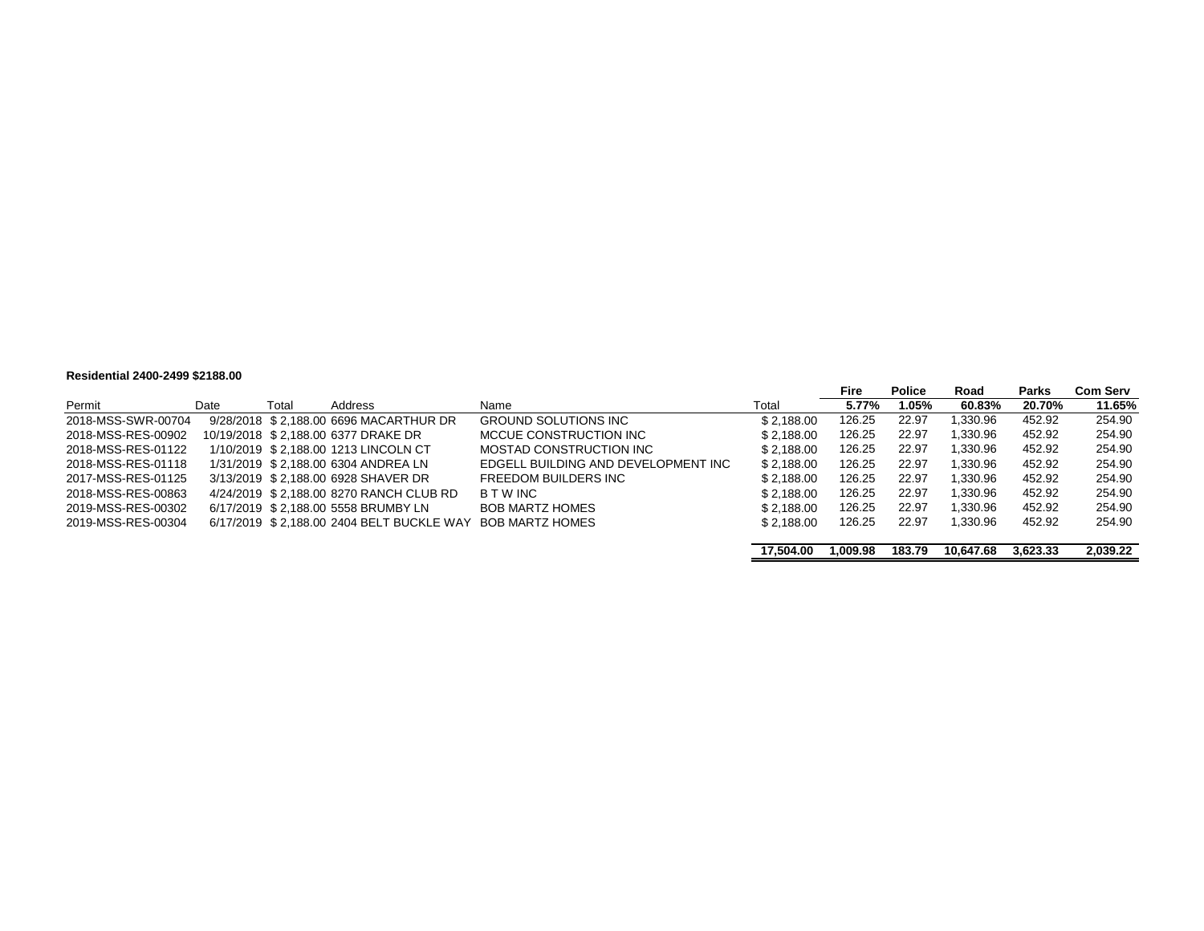**Residential 2400-2499 $2188.00**

| Permit | Date | Total | Address | Name | Total | Fire<br>5.77% | Police<br>1.05% | Road<br>60.83% | Parks<br>20.70% | Com Serv<br>11.65% |
|---|---|---|---|---|---|---|---|---|---|---|
| 2018-MSS-SWR-00704 | 9/28/2018 | $ 2,188.00 | 6696 MACARTHUR DR | GROUND SOLUTIONS INC | $ 2,188.00 | 126.25 | 22.97 | 1,330.96 | 452.92 | 254.90 |
| 2018-MSS-RES-00902 | 10/19/2018 | $ 2,188.00 | 6377 DRAKE DR | MCCUE CONSTRUCTION INC | $ 2,188.00 | 126.25 | 22.97 | 1,330.96 | 452.92 | 254.90 |
| 2018-MSS-RES-01122 | 1/10/2019 | $ 2,188.00 | 1213 LINCOLN CT | MOSTAD CONSTRUCTION INC | $ 2,188.00 | 126.25 | 22.97 | 1,330.96 | 452.92 | 254.90 |
| 2018-MSS-RES-01118 | 1/31/2019 | $ 2,188.00 | 6304 ANDREA LN | EDGELL BUILDING AND DEVELOPMENT INC | $ 2,188.00 | 126.25 | 22.97 | 1,330.96 | 452.92 | 254.90 |
| 2017-MSS-RES-01125 | 3/13/2019 | $ 2,188.00 | 6928 SHAVER DR | FREEDOM BUILDERS INC | $ 2,188.00 | 126.25 | 22.97 | 1,330.96 | 452.92 | 254.90 |
| 2018-MSS-RES-00863 | 4/24/2019 | $ 2,188.00 | 8270 RANCH CLUB RD | B T W INC | $ 2,188.00 | 126.25 | 22.97 | 1,330.96 | 452.92 | 254.90 |
| 2019-MSS-RES-00302 | 6/17/2019 | $ 2,188.00 | 5558 BRUMBY LN | BOB MARTZ HOMES | $ 2,188.00 | 126.25 | 22.97 | 1,330.96 | 452.92 | 254.90 |
| 2019-MSS-RES-00304 | 6/17/2019 | $ 2,188.00 | 2404 BELT BUCKLE WAY | BOB MARTZ HOMES | $ 2,188.00 | 126.25 | 22.97 | 1,330.96 | 452.92 | 254.90 |
| | | | | | **17,504.00** | **1,009.98** | **183.79** | **10,647.68** | **3,623.33** | **2,039.22** |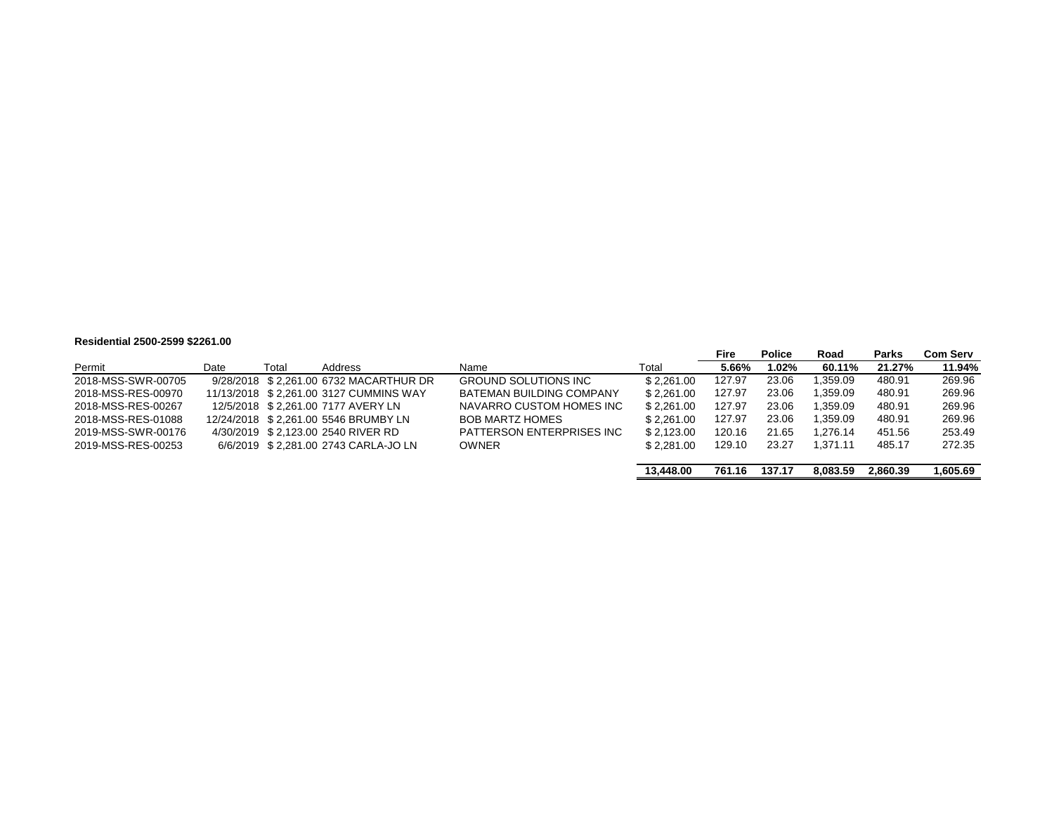**Residential 2500-2599 $2261.00**

| Permit | Date | Total | Address | Name | Total | Fire | Police | Road | Parks | Com Serv |
|---|---|---|---|---|---|---|---|---|---|---|
| | | | | | | 5.66% | 1.02% | 60.11% | 21.27% | 11.94% |
| 2018-MSS-SWR-00705 | 9/28/2018 | $ 2,261.00 | 6732 MACARTHUR DR | GROUND SOLUTIONS INC | $ 2,261.00 | 127.97 | 23.06 | 1,359.09 | 480.91 | 269.96 |
| 2018-MSS-RES-00970 | 11/13/2018 | $ 2,261.00 | 3127 CUMMINS WAY | BATEMAN BUILDING COMPANY | $ 2,261.00 | 127.97 | 23.06 | 1,359.09 | 480.91 | 269.96 |
| 2018-MSS-RES-00267 | 12/5/2018 | $ 2,261.00 | 7177 AVERY LN | NAVARRO CUSTOM HOMES INC | $ 2,261.00 | 127.97 | 23.06 | 1,359.09 | 480.91 | 269.96 |
| 2018-MSS-RES-01088 | 12/24/2018 | $ 2,261.00 | 5546 BRUMBY LN | BOB MARTZ HOMES | $ 2,261.00 | 127.97 | 23.06 | 1,359.09 | 480.91 | 269.96 |
| 2019-MSS-SWR-00176 | 4/30/2019 | $ 2,123.00 | 2540 RIVER RD | PATTERSON ENTERPRISES INC | $ 2,123.00 | 120.16 | 21.65 | 1,276.14 | 451.56 | 253.49 |
| 2019-MSS-RES-00253 | 6/6/2019 | $ 2,281.00 | 2743 CARLA-JO LN | OWNER | $ 2,281.00 | 129.10 | 23.27 | 1,371.11 | 485.17 | 272.35 |
| | | | | | **13,448.00** | **761.16** | **137.17** | **8,083.59** | **2,860.39** | **1,605.69** |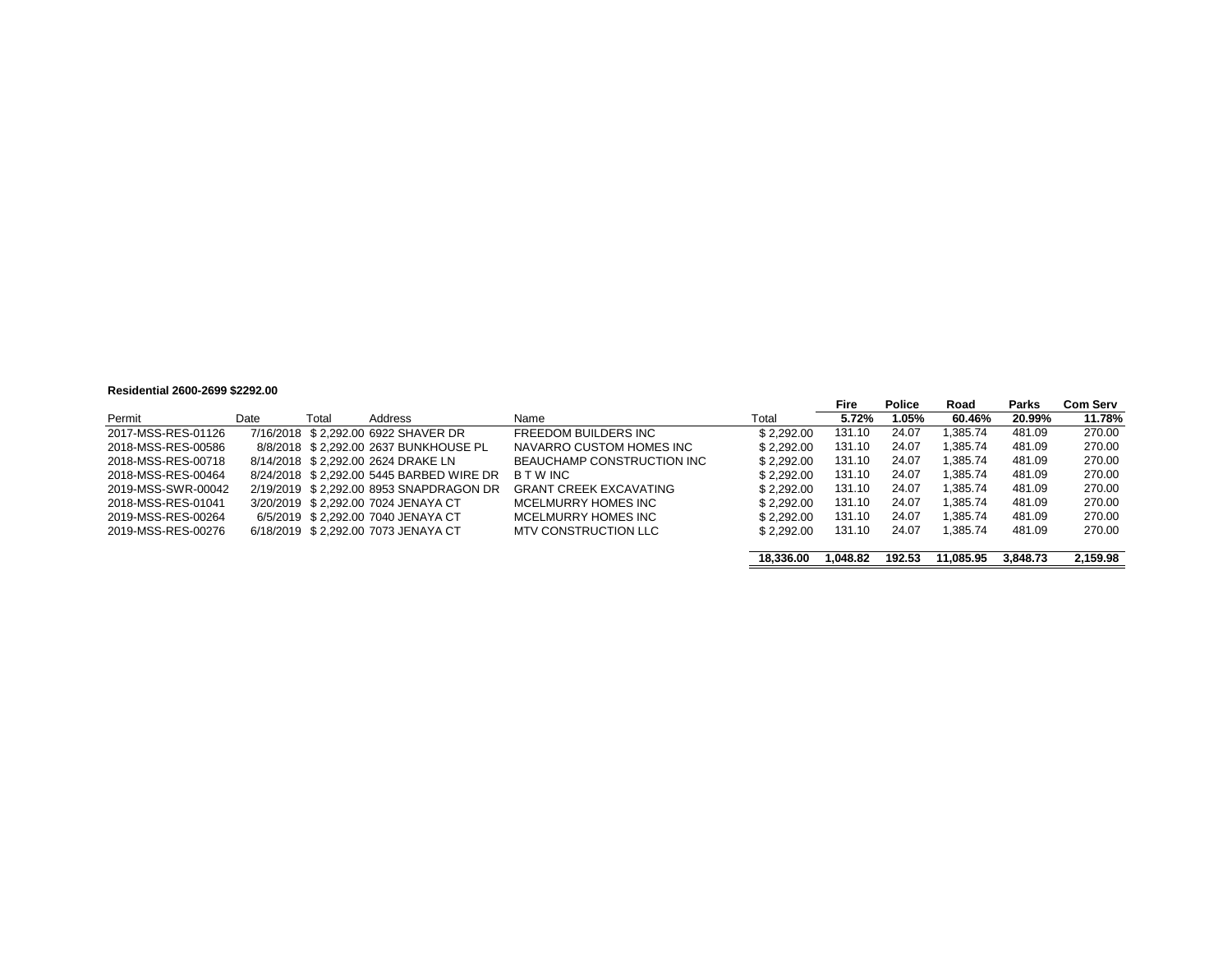**Residential 2600-2699 $2292.00**

| Permit | Date | Total | Address | Name | Total | Fire | Police | Road | Parks | Com Serv |
|---|---|---|---|---|---|---|---|---|---|---|
| | | | | | | **5.72%** | **1.05%** | **60.46%** | **20.99%** | **11.78%** |
| 2017-MSS-RES-01126 | 7/16/2018 | $ 2,292.00 | 6922 SHAVER DR | FREEDOM BUILDERS INC | $ 2,292.00 | 131.10 | 24.07 | 1,385.74 | 481.09 | 270.00 |
| 2018-MSS-RES-00586 | 8/8/2018 | $ 2,292.00 | 2637 BUNKHOUSE PL | NAVARRO CUSTOM HOMES INC | $ 2,292.00 | 131.10 | 24.07 | 1,385.74 | 481.09 | 270.00 |
| 2018-MSS-RES-00718 | 8/14/2018 | $ 2,292.00 | 2624 DRAKE LN | BEAUCHAMP CONSTRUCTION INC | $ 2,292.00 | 131.10 | 24.07 | 1,385.74 | 481.09 | 270.00 |
| 2018-MSS-RES-00464 | 8/24/2018 | $ 2,292.00 | 5445 BARBED WIRE DR | B T W INC | $ 2,292.00 | 131.10 | 24.07 | 1,385.74 | 481.09 | 270.00 |
| 2019-MSS-SWR-00042 | 2/19/2019 | $ 2,292.00 | 8953 SNAPDRAGON DR | GRANT CREEK EXCAVATING | $ 2,292.00 | 131.10 | 24.07 | 1,385.74 | 481.09 | 270.00 |
| 2018-MSS-RES-01041 | 3/20/2019 | $ 2,292.00 | 7024 JENAYA CT | MCELMURRY HOMES INC | $ 2,292.00 | 131.10 | 24.07 | 1,385.74 | 481.09 | 270.00 |
| 2019-MSS-RES-00264 | 6/5/2019 | $ 2,292.00 | 7040 JENAYA CT | MCELMURRY HOMES INC | $ 2,292.00 | 131.10 | 24.07 | 1,385.74 | 481.09 | 270.00 |
| 2019-MSS-RES-00276 | 6/18/2019 | $ 2,292.00 | 7073 JENAYA CT | MTV CONSTRUCTION LLC | $ 2,292.00 | 131.10 | 24.07 | 1,385.74 | 481.09 | 270.00 |
| | | | | | **18,336.00** | **1,048.82** | **192.53** | **11,085.95** | **3,848.73** | **2,159.98** |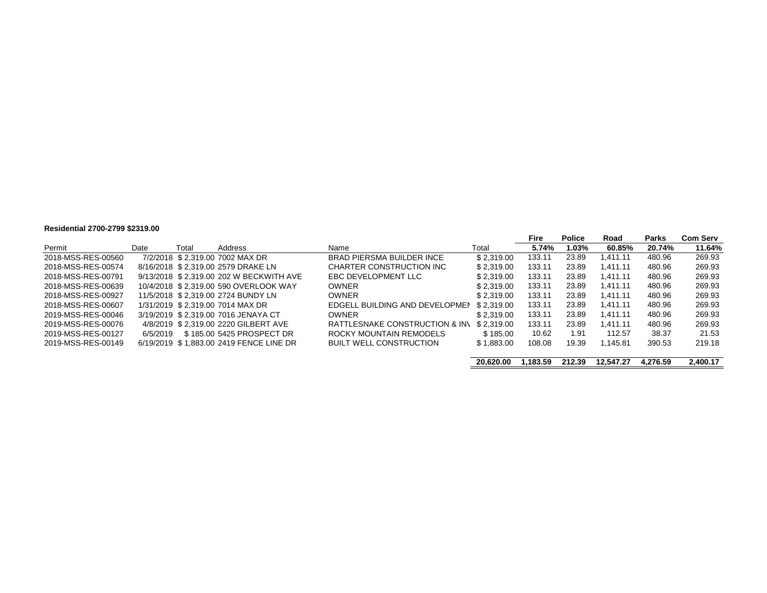**Residential 2700-2799 $2319.00**

| Permit | Date | Total | Address | Name | Total | Fire | Police | Road | Parks | Com Serv |
|---|---|---|---|---|---|---|---|---|---|---|
| | | | | | | 5.74% | 1.03% | 60.85% | 20.74% | 11.64% |
| 2018-MSS-RES-00560 | 7/2/2018 | $ 2,319.00 | 7002 MAX DR | BRAD PIERSMA BUILDER INCE | $ 2,319.00 | 133.11 | 23.89 | 1,411.11 | 480.96 | 269.93 |
| 2018-MSS-RES-00574 | 8/16/2018 | $ 2,319.00 | 2579 DRAKE LN | CHARTER CONSTRUCTION INC | $ 2,319.00 | 133.11 | 23.89 | 1,411.11 | 480.96 | 269.93 |
| 2018-MSS-RES-00791 | 9/13/2018 | $ 2,319.00 | 202 W BECKWITH AVE | EBC DEVELOPMENT LLC | $ 2,319.00 | 133.11 | 23.89 | 1,411.11 | 480.96 | 269.93 |
| 2018-MSS-RES-00639 | 10/4/2018 | $ 2,319.00 | 590 OVERLOOK WAY | OWNER | $ 2,319.00 | 133.11 | 23.89 | 1,411.11 | 480.96 | 269.93 |
| 2018-MSS-RES-00927 | 11/5/2018 | $ 2,319.00 | 2724 BUNDY LN | OWNER | $ 2,319.00 | 133.11 | 23.89 | 1,411.11 | 480.96 | 269.93 |
| 2018-MSS-RES-00607 | 1/31/2019 | $ 2,319.00 | 7014 MAX DR | EDGELL BUILDING AND DEVELOPMEN | $ 2,319.00 | 133.11 | 23.89 | 1,411.11 | 480.96 | 269.93 |
| 2019-MSS-RES-00046 | 3/19/2019 | $ 2,319.00 | 7016 JENAYA CT | OWNER | $ 2,319.00 | 133.11 | 23.89 | 1,411.11 | 480.96 | 269.93 |
| 2019-MSS-RES-00076 | 4/8/2019 | $ 2,319.00 | 2220 GILBERT AVE | RATTLESNAKE CONSTRUCTION & INV | $ 2,319.00 | 133.11 | 23.89 | 1,411.11 | 480.96 | 269.93 |
| 2019-MSS-RES-00127 | 6/5/2019 | $ 185.00 | 5425 PROSPECT DR | ROCKY MOUNTAIN REMODELS | $ 185.00 | 10.62 | 1.91 | 112.57 | 38.37 | 21.53 |
| 2019-MSS-RES-00149 | 6/19/2019 | $ 1,883.00 | 2419 FENCE LINE DR | BUILT WELL CONSTRUCTION | $ 1,883.00 | 108.08 | 19.39 | 1,145.81 | 390.53 | 219.18 |
| | | | | | **20,620.00** | **1,183.59** | **212.39** | **12,547.27** | **4,276.59** | **2,400.17** |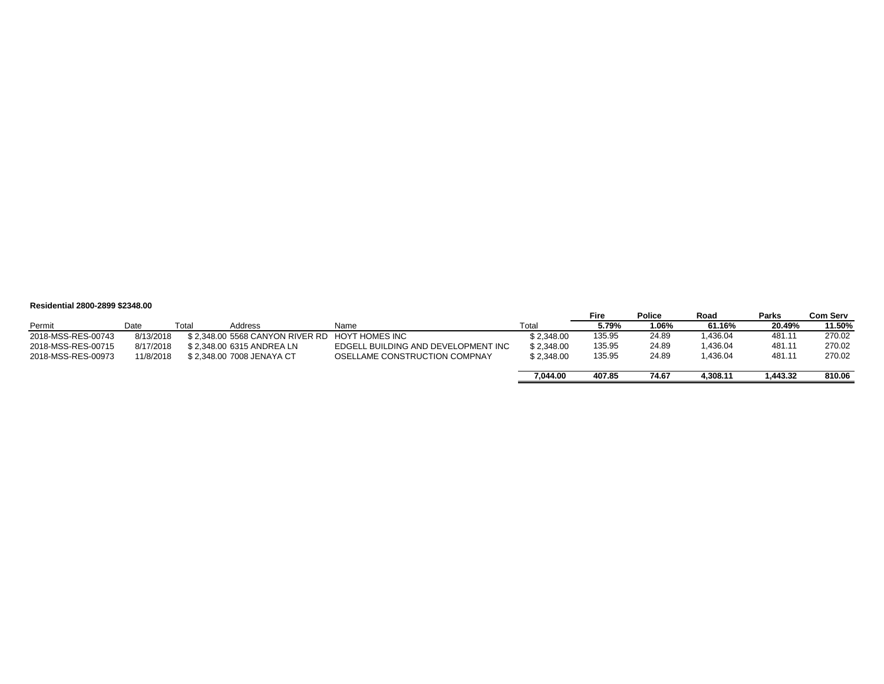**Residential 2800-2899 $2348.00**

| Permit | Date | Total | Address | Name | Total | Fire | Police | Road | Parks | Com Serv |
|---|---|---|---|---|---|---|---|---|---|---|
| | | | | | | 5.79% | 1.06% | 61.16% | 20.49% | 11.50% |
| 2018-MSS-RES-00743 | 8/13/2018 | $ 2,348.00 | 5568 CANYON RIVER RD | HOYT HOMES INC | $ 2,348.00 | 135.95 | 24.89 | 1,436.04 | 481.11 | 270.02 |
| 2018-MSS-RES-00715 | 8/17/2018 | $ 2,348.00 | 6315 ANDREA LN | EDGELL BUILDING AND DEVELOPMENT INC | $ 2,348.00 | 135.95 | 24.89 | 1,436.04 | 481.11 | 270.02 |
| 2018-MSS-RES-00973 | 11/8/2018 | $ 2,348.00 | 7008 JENAYA CT | OSELLAME CONSTRUCTION COMPNAY | $ 2,348.00 | 135.95 | 24.89 | 1,436.04 | 481.11 | 270.02 |
| | | | | | **7,044.00** | **407.85** | **74.67** | **4,308.11** | **1,443.32** | **810.06** |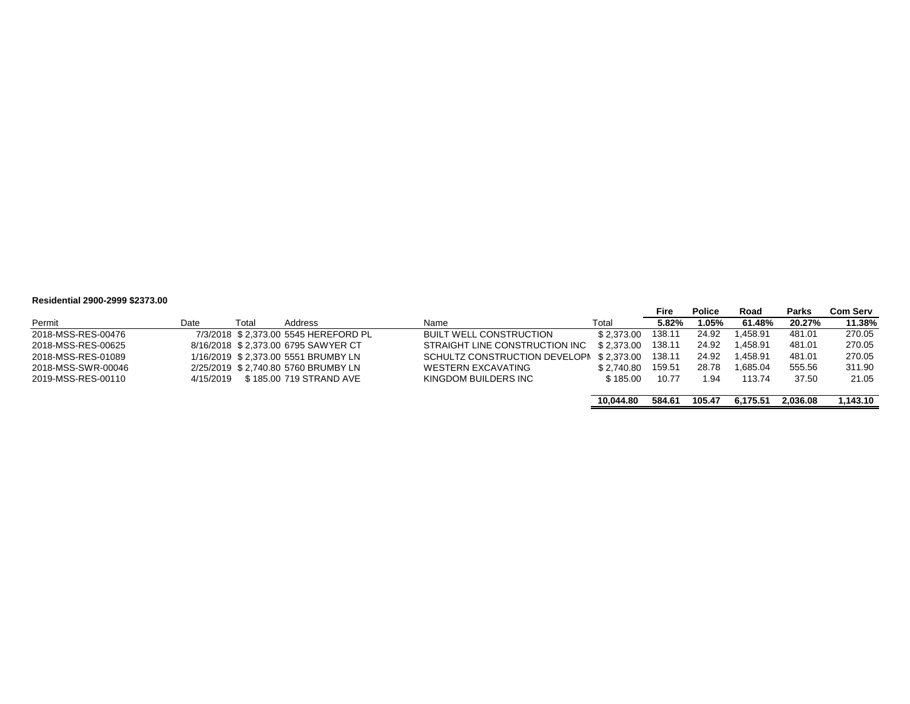**Residential 2900-2999 $2373.00**

| Permit | Date | Total | Address | Name | Total | Fire 5.82% | Police 1.05% | Road 61.48% | Parks 20.27% | Com Serv 11.38% |
|---|---|---|---|---|---|---|---|---|---|---|
| 2018-MSS-RES-00476 | 7/3/2018 | $ 2,373.00 | 5545 HEREFORD PL | BUILT WELL CONSTRUCTION | $ 2,373.00 | 138.11 | 24.92 | 1,458.91 | 481.01 | 270.05 |
| 2018-MSS-RES-00625 | 8/16/2018 | $ 2,373.00 | 6795 SAWYER CT | STRAIGHT LINE CONSTRUCTION INC | $ 2,373.00 | 138.11 | 24.92 | 1,458.91 | 481.01 | 270.05 |
| 2018-MSS-RES-01089 | 1/16/2019 | $ 2,373.00 | 5551 BRUMBY LN | SCHULTZ CONSTRUCTION DEVELOPN | $ 2,373.00 | 138.11 | 24.92 | 1,458.91 | 481.01 | 270.05 |
| 2018-MSS-SWR-00046 | 2/25/2019 | $ 2,740.80 | 5760 BRUMBY LN | WESTERN EXCAVATING | $ 2,740.80 | 159.51 | 28.78 | 1,685.04 | 555.56 | 311.90 |
| 2019-MSS-RES-00110 | 4/15/2019 | $ 185.00 | 719 STRAND AVE | KINGDOM BUILDERS INC | $ 185.00 | 10.77 | 1.94 | 113.74 | 37.50 | 21.05 |
| | | | | | **10,044.80** | **584.61** | **105.47** | **6,175.51** | **2,036.08** | **1,143.10** |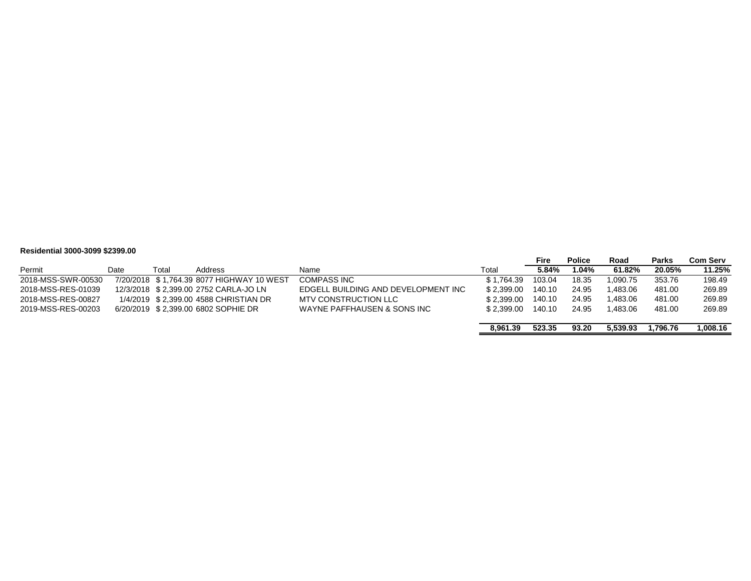**Residential 3000-3099 $2399.00**

| Permit | Date | Total | Address | Name | Total | Fire | Police | Road | Parks | Com Serv |
|---|---|---|---|---|---|---|---|---|---|---|
| | | | | | | 5.84% | 1.04% | 61.82% | 20.05% | 11.25% |
| 2018-MSS-SWR-00530 | 7/20/2018 | $ 1,764.39 | 8077 HIGHWAY 10 WEST | COMPASS INC | $ 1,764.39 | 103.04 | 18.35 | 1,090.75 | 353.76 | 198.49 |
| 2018-MSS-RES-01039 | 12/3/2018 | $ 2,399.00 | 2752 CARLA-JO LN | EDGELL BUILDING AND DEVELOPMENT INC | $ 2,399.00 | 140.10 | 24.95 | 1,483.06 | 481.00 | 269.89 |
| 2018-MSS-RES-00827 | 1/4/2019 | $ 2,399.00 | 4588 CHRISTIAN DR | MTV CONSTRUCTION LLC | $ 2,399.00 | 140.10 | 24.95 | 1,483.06 | 481.00 | 269.89 |
| 2019-MSS-RES-00203 | 6/20/2019 | $ 2,399.00 | 6802 SOPHIE DR | WAYNE PAFFHAUSEN & SONS INC | $ 2,399.00 | 140.10 | 24.95 | 1,483.06 | 481.00 | 269.89 |
| | | | | | **8,961.39** | **523.35** | **93.20** | **5,539.93** | **1,796.76** | **1,008.16** |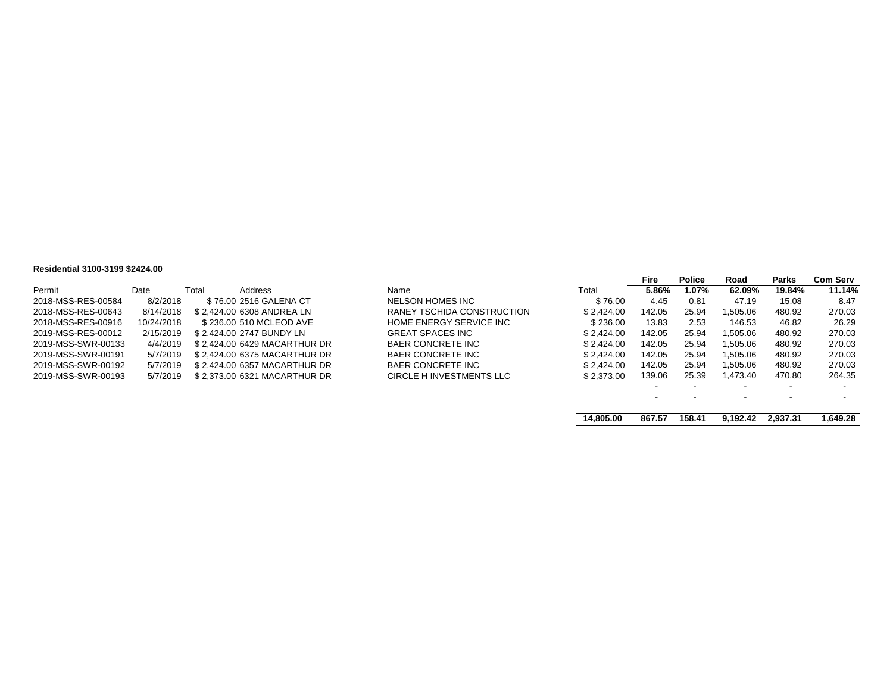**Residential 3100-3199 $2424.00**

| Permit | Date | Total | Address | Name | Total | Fire | Police | Road | Parks | Com Serv |
|---|---|---|---|---|---|---|---|---|---|---|
| | | | | | | 5.86% | 1.07% | 62.09% | 19.84% | 11.14% |
| 2018-MSS-RES-00584 | 8/2/2018 | $ 76.00 | 2516 GALENA CT | NELSON HOMES INC | $ 76.00 | 4.45 | 0.81 | 47.19 | 15.08 | 8.47 |
| 2018-MSS-RES-00643 | 8/14/2018 | $ 2,424.00 | 6308 ANDREA LN | RANEY TSCHIDA CONSTRUCTION | $ 2,424.00 | 142.05 | 25.94 | 1,505.06 | 480.92 | 270.03 |
| 2018-MSS-RES-00916 | 10/24/2018 | $ 236.00 | 510 MCLEOD AVE | HOME ENERGY SERVICE INC | $ 236.00 | 13.83 | 2.53 | 146.53 | 46.82 | 26.29 |
| 2019-MSS-RES-00012 | 2/15/2019 | $ 2,424.00 | 2747 BUNDY LN | GREAT SPACES INC | $ 2,424.00 | 142.05 | 25.94 | 1,505.06 | 480.92 | 270.03 |
| 2019-MSS-SWR-00133 | 4/4/2019 | $ 2,424.00 | 6429 MACARTHUR DR | BAER CONCRETE INC | $ 2,424.00 | 142.05 | 25.94 | 1,505.06 | 480.92 | 270.03 |
| 2019-MSS-SWR-00191 | 5/7/2019 | $ 2,424.00 | 6375 MACARTHUR DR | BAER CONCRETE INC | $ 2,424.00 | 142.05 | 25.94 | 1,505.06 | 480.92 | 270.03 |
| 2019-MSS-SWR-00192 | 5/7/2019 | $ 2,424.00 | 6357 MACARTHUR DR | BAER CONCRETE INC | $ 2,424.00 | 142.05 | 25.94 | 1,505.06 | 480.92 | 270.03 |
| 2019-MSS-SWR-00193 | 5/7/2019 | $ 2,373.00 | 6321 MACARTHUR DR | CIRCLE H INVESTMENTS LLC | $ 2,373.00 | 139.06 | 25.39 | 1,473.40 | 470.80 | 264.35 |
| | | | | | | - | - | - | - | - |
| | | | | | | - | - | - | - | - |
| | | | | | **14,805.00** | **867.57** | **158.41** | **9,192.42** | **2,937.31** | **1,649.28** |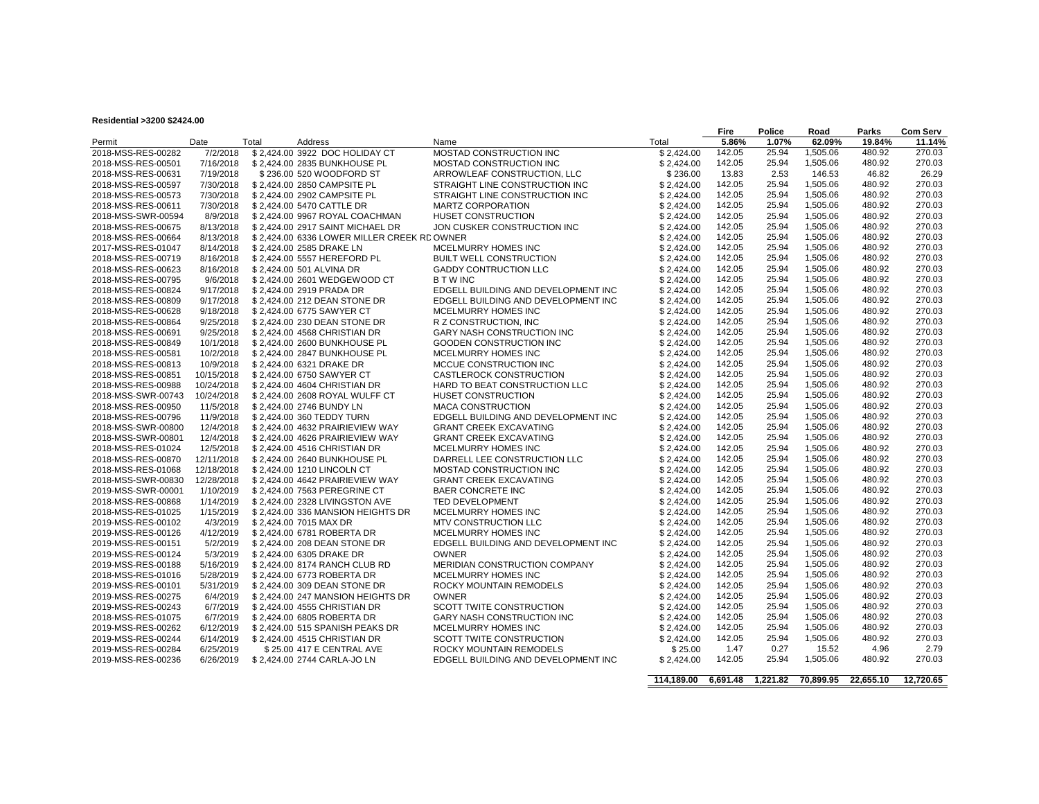**Residential >3200 $2424.00**

| Permit | Date | Total | Address | Name | Total | Fire 5.86% | Police 1.07% | Road 62.09% | Parks 19.84% | Com Serv 11.14% |
|---|---|---|---|---|---|---|---|---|---|---|
| 2018-MSS-RES-00282 | 7/2/2018 | $ 2,424.00 | 3922 DOC HOLIDAY CT | MOSTAD CONSTRUCTION INC | $ 2,424.00 | 142.05 | 25.94 | 1,505.06 | 480.92 | 270.03 |
| 2018-MSS-RES-00501 | 7/16/2018 | $ 2,424.00 | 2835 BUNKHOUSE PL | MOSTAD CONSTRUCTION INC | $ 2,424.00 | 142.05 | 25.94 | 1,505.06 | 480.92 | 270.03 |
| 2018-MSS-RES-00631 | 7/19/2018 | $ 236.00 | 520 WOODFORD ST | ARROWLEAF CONSTRUCTION, LLC | $ 236.00 | 13.83 | 2.53 | 146.53 | 46.82 | 26.29 |
| 2018-MSS-RES-00597 | 7/30/2018 | $ 2,424.00 | 2850 CAMPSITE PL | STRAIGHT LINE CONSTRUCTION INC | $ 2,424.00 | 142.05 | 25.94 | 1,505.06 | 480.92 | 270.03 |
| 2018-MSS-RES-00573 | 7/30/2018 | $ 2,424.00 | 2902 CAMPSITE PL | STRAIGHT LINE CONSTRUCTION INC | $ 2,424.00 | 142.05 | 25.94 | 1,505.06 | 480.92 | 270.03 |
| 2018-MSS-RES-00611 | 7/30/2018 | $ 2,424.00 | 5470 CATTLE DR | MARTZ CORPORATION | $ 2,424.00 | 142.05 | 25.94 | 1,505.06 | 480.92 | 270.03 |
| 2018-MSS-SWR-00594 | 8/9/2018 | $ 2,424.00 | 9967 ROYAL COACHMAN | HUSET CONSTRUCTION | $ 2,424.00 | 142.05 | 25.94 | 1,505.06 | 480.92 | 270.03 |
| 2018-MSS-RES-00675 | 8/13/2018 | $ 2,424.00 | 2917 SAINT MICHAEL DR | JON CUSKER CONSTRUCTION INC | $ 2,424.00 | 142.05 | 25.94 | 1,505.06 | 480.92 | 270.03 |
| 2018-MSS-RES-00664 | 8/13/2018 | $ 2,424.00 | 6336 LOWER MILLER CREEK RD | OWNER | $ 2,424.00 | 142.05 | 25.94 | 1,505.06 | 480.92 | 270.03 |
| 2017-MSS-RES-01047 | 8/14/2018 | $ 2,424.00 | 2585 DRAKE LN | MCELMURRY HOMES INC | $ 2,424.00 | 142.05 | 25.94 | 1,505.06 | 480.92 | 270.03 |
| 2018-MSS-RES-00719 | 8/16/2018 | $ 2,424.00 | 5557 HEREFORD PL | BUILT WELL CONSTRUCTION | $ 2,424.00 | 142.05 | 25.94 | 1,505.06 | 480.92 | 270.03 |
| 2018-MSS-RES-00623 | 8/16/2018 | $ 2,424.00 | 501 ALVINA DR | GADDY CONTRUCTION LLC | $ 2,424.00 | 142.05 | 25.94 | 1,505.06 | 480.92 | 270.03 |
| 2018-MSS-RES-00795 | 9/6/2018 | $ 2,424.00 | 2601 WEDGEWOOD CT | B T W INC | $ 2,424.00 | 142.05 | 25.94 | 1,505.06 | 480.92 | 270.03 |
| 2018-MSS-RES-00824 | 9/17/2018 | $ 2,424.00 | 2919 PRADA DR | EDGELL BUILDING AND DEVELOPMENT INC | $ 2,424.00 | 142.05 | 25.94 | 1,505.06 | 480.92 | 270.03 |
| 2018-MSS-RES-00809 | 9/17/2018 | $ 2,424.00 | 212 DEAN STONE DR | EDGELL BUILDING AND DEVELOPMENT INC | $ 2,424.00 | 142.05 | 25.94 | 1,505.06 | 480.92 | 270.03 |
| 2018-MSS-RES-00628 | 9/18/2018 | $ 2,424.00 | 6775 SAWYER CT | MCELMURRY HOMES INC | $ 2,424.00 | 142.05 | 25.94 | 1,505.06 | 480.92 | 270.03 |
| 2018-MSS-RES-00864 | 9/25/2018 | $ 2,424.00 | 230 DEAN STONE DR | R Z CONSTRUCTION, INC | $ 2,424.00 | 142.05 | 25.94 | 1,505.06 | 480.92 | 270.03 |
| 2018-MSS-RES-00691 | 9/25/2018 | $ 2,424.00 | 4568 CHRISTIAN DR | GARY NASH CONSTRUCTION INC | $ 2,424.00 | 142.05 | 25.94 | 1,505.06 | 480.92 | 270.03 |
| 2018-MSS-RES-00849 | 10/1/2018 | $ 2,424.00 | 2600 BUNKHOUSE PL | GOODEN CONSTRUCTION INC | $ 2,424.00 | 142.05 | 25.94 | 1,505.06 | 480.92 | 270.03 |
| 2018-MSS-RES-00581 | 10/2/2018 | $ 2,424.00 | 2847 BUNKHOUSE PL | MCELMURRY HOMES INC | $ 2,424.00 | 142.05 | 25.94 | 1,505.06 | 480.92 | 270.03 |
| 2018-MSS-RES-00813 | 10/9/2018 | $ 2,424.00 | 6321 DRAKE DR | MCCUE CONSTRUCTION INC | $ 2,424.00 | 142.05 | 25.94 | 1,505.06 | 480.92 | 270.03 |
| 2018-MSS-RES-00851 | 10/15/2018 | $ 2,424.00 | 6750 SAWYER CT | CASTLEROCK CONSTRUCTION | $ 2,424.00 | 142.05 | 25.94 | 1,505.06 | 480.92 | 270.03 |
| 2018-MSS-RES-00988 | 10/24/2018 | $ 2,424.00 | 4604 CHRISTIAN DR | HARD TO BEAT CONSTRUCTION LLC | $ 2,424.00 | 142.05 | 25.94 | 1,505.06 | 480.92 | 270.03 |
| 2018-MSS-SWR-00743 | 10/24/2018 | $ 2,424.00 | 2608 ROYAL WULFF CT | HUSET CONSTRUCTION | $ 2,424.00 | 142.05 | 25.94 | 1,505.06 | 480.92 | 270.03 |
| 2018-MSS-RES-00950 | 11/5/2018 | $ 2,424.00 | 2746 BUNDY LN | MACA CONSTRUCTION | $ 2,424.00 | 142.05 | 25.94 | 1,505.06 | 480.92 | 270.03 |
| 2018-MSS-RES-00796 | 11/9/2018 | $ 2,424.00 | 360 TEDDY TURN | EDGELL BUILDING AND DEVELOPMENT INC | $ 2,424.00 | 142.05 | 25.94 | 1,505.06 | 480.92 | 270.03 |
| 2018-MSS-SWR-00800 | 12/4/2018 | $ 2,424.00 | 4632 PRAIRIEVIEW WAY | GRANT CREEK EXCAVATING | $ 2,424.00 | 142.05 | 25.94 | 1,505.06 | 480.92 | 270.03 |
| 2018-MSS-SWR-00801 | 12/4/2018 | $ 2,424.00 | 4626 PRAIRIEVIEW WAY | GRANT CREEK EXCAVATING | $ 2,424.00 | 142.05 | 25.94 | 1,505.06 | 480.92 | 270.03 |
| 2018-MSS-RES-01024 | 12/5/2018 | $ 2,424.00 | 4516 CHRISTIAN DR | MCELMURRY HOMES INC | $ 2,424.00 | 142.05 | 25.94 | 1,505.06 | 480.92 | 270.03 |
| 2018-MSS-RES-00870 | 12/11/2018 | $ 2,424.00 | 2640 BUNKHOUSE PL | DARRELL LEE CONSTRUCTION LLC | $ 2,424.00 | 142.05 | 25.94 | 1,505.06 | 480.92 | 270.03 |
| 2018-MSS-RES-01068 | 12/18/2018 | $ 2,424.00 | 1210 LINCOLN CT | MOSTAD CONSTRUCTION INC | $ 2,424.00 | 142.05 | 25.94 | 1,505.06 | 480.92 | 270.03 |
| 2018-MSS-SWR-00830 | 12/28/2018 | $ 2,424.00 | 4642 PRAIRIEVIEW WAY | GRANT CREEK EXCAVATING | $ 2,424.00 | 142.05 | 25.94 | 1,505.06 | 480.92 | 270.03 |
| 2019-MSS-SWR-00001 | 1/10/2019 | $ 2,424.00 | 7563 PEREGRINE CT | BAER CONCRETE INC | $ 2,424.00 | 142.05 | 25.94 | 1,505.06 | 480.92 | 270.03 |
| 2018-MSS-RES-00868 | 1/14/2019 | $ 2,424.00 | 2328 LIVINGSTON AVE | TED DEVELOPMENT | $ 2,424.00 | 142.05 | 25.94 | 1,505.06 | 480.92 | 270.03 |
| 2018-MSS-RES-01025 | 1/15/2019 | $ 2,424.00 | 336 MANSION HEIGHTS DR | MCELMURRY HOMES INC | $ 2,424.00 | 142.05 | 25.94 | 1,505.06 | 480.92 | 270.03 |
| 2019-MSS-RES-00102 | 4/3/2019 | $ 2,424.00 | 7015 MAX DR | MTV CONSTRUCTION LLC | $ 2,424.00 | 142.05 | 25.94 | 1,505.06 | 480.92 | 270.03 |
| 2019-MSS-RES-00126 | 4/12/2019 | $ 2,424.00 | 6781 ROBERTA DR | MCELMURRY HOMES INC | $ 2,424.00 | 142.05 | 25.94 | 1,505.06 | 480.92 | 270.03 |
| 2019-MSS-RES-00151 | 5/2/2019 | $ 2,424.00 | 208 DEAN STONE DR | EDGELL BUILDING AND DEVELOPMENT INC | $ 2,424.00 | 142.05 | 25.94 | 1,505.06 | 480.92 | 270.03 |
| 2019-MSS-RES-00124 | 5/3/2019 | $ 2,424.00 | 6305 DRAKE DR | OWNER | $ 2,424.00 | 142.05 | 25.94 | 1,505.06 | 480.92 | 270.03 |
| 2019-MSS-RES-00188 | 5/16/2019 | $ 2,424.00 | 8174 RANCH CLUB RD | MERIDIAN CONSTRUCTION COMPANY | $ 2,424.00 | 142.05 | 25.94 | 1,505.06 | 480.92 | 270.03 |
| 2018-MSS-RES-01016 | 5/28/2019 | $ 2,424.00 | 6773 ROBERTA DR | MCELMURRY HOMES INC | $ 2,424.00 | 142.05 | 25.94 | 1,505.06 | 480.92 | 270.03 |
| 2019-MSS-RES-00101 | 5/31/2019 | $ 2,424.00 | 309 DEAN STONE DR | ROCKY MOUNTAIN REMODELS | $ 2,424.00 | 142.05 | 25.94 | 1,505.06 | 480.92 | 270.03 |
| 2019-MSS-RES-00275 | 6/4/2019 | $ 2,424.00 | 247 MANSION HEIGHTS DR | OWNER | $ 2,424.00 | 142.05 | 25.94 | 1,505.06 | 480.92 | 270.03 |
| 2019-MSS-RES-00243 | 6/7/2019 | $ 2,424.00 | 4555 CHRISTIAN DR | SCOTT TWITE CONSTRUCTION | $ 2,424.00 | 142.05 | 25.94 | 1,505.06 | 480.92 | 270.03 |
| 2018-MSS-RES-01075 | 6/7/2019 | $ 2,424.00 | 6805 ROBERTA DR | GARY NASH CONSTRUCTION INC | $ 2,424.00 | 142.05 | 25.94 | 1,505.06 | 480.92 | 270.03 |
| 2019-MSS-RES-00262 | 6/12/2019 | $ 2,424.00 | 515 SPANISH PEAKS DR | MCELMURRY HOMES INC | $ 2,424.00 | 142.05 | 25.94 | 1,505.06 | 480.92 | 270.03 |
| 2019-MSS-RES-00244 | 6/14/2019 | $ 2,424.00 | 4515 CHRISTIAN DR | SCOTT TWITE CONSTRUCTION | $ 2,424.00 | 142.05 | 25.94 | 1,505.06 | 480.92 | 270.03 |
| 2019-MSS-RES-00284 | 6/25/2019 | $ 25.00 | 417 E CENTRAL AVE | ROCKY MOUNTAIN REMODELS | $ 25.00 | 1.47 | 0.27 | 15.52 | 4.96 | 2.79 |
| 2019-MSS-RES-00236 | 6/26/2019 | $ 2,424.00 | 2744 CARLA-JO LN | EDGELL BUILDING AND DEVELOPMENT INC | $ 2,424.00 | 142.05 | 25.94 | 1,505.06 | 480.92 | 270.03 |
| | | | | | **114,189.00** | **6,691.48** | **1,221.82** | **70,899.95** | **22,655.10** | **12,720.65** |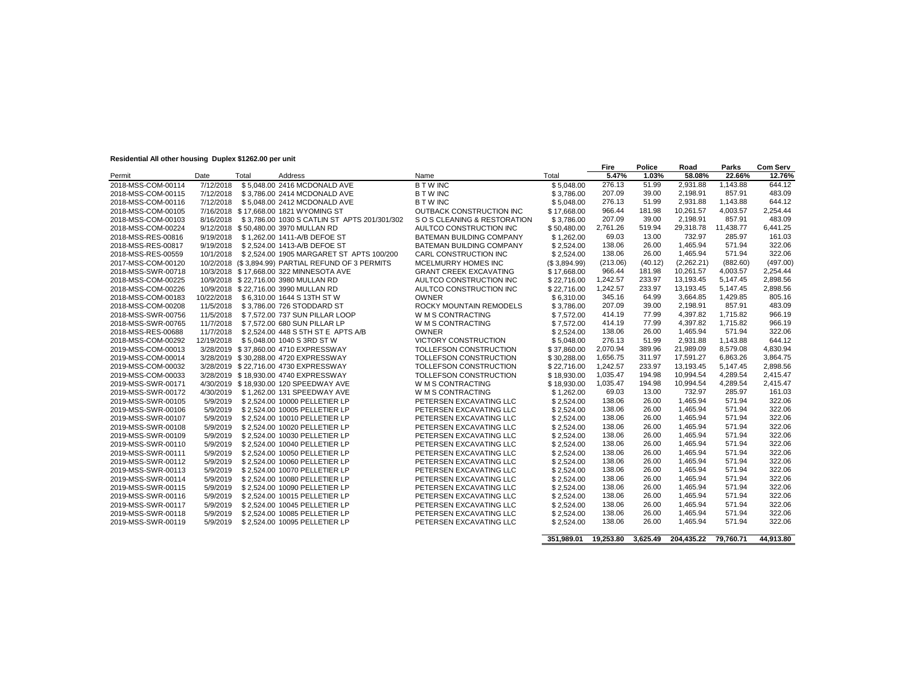**Residential All other housing Duplex $1262.00 per unit**

| Permit | Date | Total | Address | Name | Total | Fire 5.47% | Police 1.03% | Road 58.08% | Parks 22.66% | Com Serv 12.76% |
|---|---|---|---|---|---|---|---|---|---|---|
| 2018-MSS-COM-00114 | 7/12/2018 | $ 5,048.00 | 2416 MCDONALD AVE | B T W INC | $ 5,048.00 | 276.13 | 51.99 | 2,931.88 | 1,143.88 | 644.12 |
| 2018-MSS-COM-00115 | 7/12/2018 | $ 3,786.00 | 2414 MCDONALD AVE | B T W INC | $ 3,786.00 | 207.09 | 39.00 | 2,198.91 | 857.91 | 483.09 |
| 2018-MSS-COM-00116 | 7/12/2018 | $ 5,048.00 | 2412 MCDONALD AVE | B T W INC | $ 5,048.00 | 276.13 | 51.99 | 2,931.88 | 1,143.88 | 644.12 |
| 2018-MSS-COM-00105 | 7/16/2018 | $ 17,668.00 | 1821 WYOMING ST | OUTBACK CONSTRUCTION INC | $ 17,668.00 | 966.44 | 181.98 | 10,261.57 | 4,003.57 | 2,254.44 |
| 2018-MSS-COM-00103 | 8/16/2018 | $ 3,786.00 | 1030 S CATLIN ST APTS 201/301/302 | S O S CLEANING & RESTORATION | $ 3,786.00 | 207.09 | 39.00 | 2,198.91 | 857.91 | 483.09 |
| 2018-MSS-COM-00224 | 9/12/2018 | $ 50,480.00 | 3970 MULLAN RD | AULTCO CONSTRUCTION INC | $ 50,480.00 | 2,761.26 | 519.94 | 29,318.78 | 11,438.77 | 6,441.25 |
| 2018-MSS-RES-00816 | 9/19/2018 | $ 1,262.00 | 1411-A/B DEFOE ST | BATEMAN BUILDING COMPANY | $ 1,262.00 | 69.03 | 13.00 | 732.97 | 285.97 | 161.03 |
| 2018-MSS-RES-00817 | 9/19/2018 | $ 2,524.00 | 1413-A/B DEFOE ST | BATEMAN BUILDING COMPANY | $ 2,524.00 | 138.06 | 26.00 | 1,465.94 | 571.94 | 322.06 |
| 2018-MSS-RES-00559 | 10/1/2018 | $ 2,524.00 | 1905 MARGARET ST APTS 100/200 | CARL CONSTRUCTION INC | $ 2,524.00 | 138.06 | 26.00 | 1,465.94 | 571.94 | 322.06 |
| 2017-MSS-COM-00120 | 10/2/2018 | ($ 3,894.99) | PARTIAL REFUND OF 3 PERMITS | MCELMURRY HOMES INC | ($ 3,894.99) | (213.06) | (40.12) | (2,262.21) | (882.60) | (497.00) |
| 2018-MSS-SWR-00718 | 10/3/2018 | $ 17,668.00 | 322 MINNESOTA AVE | GRANT CREEK EXCAVATING | $ 17,668.00 | 966.44 | 181.98 | 10,261.57 | 4,003.57 | 2,254.44 |
| 2018-MSS-COM-00225 | 10/9/2018 | $ 22,716.00 | 3980 MULLAN RD | AULTCO CONSTRUCTION INC | $ 22,716.00 | 1,242.57 | 233.97 | 13,193.45 | 5,147.45 | 2,898.56 |
| 2018-MSS-COM-00226 | 10/9/2018 | $ 22,716.00 | 3990 MULLAN RD | AULTCO CONSTRUCTION INC | $ 22,716.00 | 1,242.57 | 233.97 | 13,193.45 | 5,147.45 | 2,898.56 |
| 2018-MSS-COM-00183 | 10/22/2018 | $ 6,310.00 | 1644 S 13TH ST W | OWNER | $ 6,310.00 | 345.16 | 64.99 | 3,664.85 | 1,429.85 | 805.16 |
| 2018-MSS-COM-00208 | 11/5/2018 | $ 3,786.00 | 726 STODDARD ST | ROCKY MOUNTAIN REMODELS | $ 3,786.00 | 207.09 | 39.00 | 2,198.91 | 857.91 | 483.09 |
| 2018-MSS-SWR-00756 | 11/5/2018 | $ 7,572.00 | 737 SUN PILLAR LOOP | W M S CONTRACTING | $ 7,572.00 | 414.19 | 77.99 | 4,397.82 | 1,715.82 | 966.19 |
| 2018-MSS-SWR-00765 | 11/7/2018 | $ 7,572.00 | 680 SUN PILLAR LP | W M S CONTRACTING | $ 7,572.00 | 414.19 | 77.99 | 4,397.82 | 1,715.82 | 966.19 |
| 2018-MSS-RES-00688 | 11/7/2018 | $ 2,524.00 | 448 S 5TH ST E APTS A/B | OWNER | $ 2,524.00 | 138.06 | 26.00 | 1,465.94 | 571.94 | 322.06 |
| 2018-MSS-COM-00292 | 12/19/2018 | $ 5,048.00 | 1040 S 3RD ST W | VICTORY CONSTRUCTION | $ 5,048.00 | 276.13 | 51.99 | 2,931.88 | 1,143.88 | 644.12 |
| 2019-MSS-COM-00013 | 3/28/2019 | $ 37,860.00 | 4710 EXPRESSWAY | TOLLEFSON CONSTRUCTION | $ 37,860.00 | 2,070.94 | 389.96 | 21,989.09 | 8,579.08 | 4,830.94 |
| 2019-MSS-COM-00014 | 3/28/2019 | $ 30,288.00 | 4720 EXPRESSWAY | TOLLEFSON CONSTRUCTION | $ 30,288.00 | 1,656.75 | 311.97 | 17,591.27 | 6,863.26 | 3,864.75 |
| 2019-MSS-COM-00032 | 3/28/2019 | $ 22,716.00 | 4730 EXPRESSWAY | TOLLEFSON CONSTRUCTION | $ 22,716.00 | 1,242.57 | 233.97 | 13,193.45 | 5,147.45 | 2,898.56 |
| 2019-MSS-COM-00033 | 3/28/2019 | $ 18,930.00 | 4740 EXPRESSWAY | TOLLEFSON CONSTRUCTION | $ 18,930.00 | 1,035.47 | 194.98 | 10,994.54 | 4,289.54 | 2,415.47 |
| 2019-MSS-SWR-00171 | 4/30/2019 | $ 18,930.00 | 120 SPEEDWAY AVE | W M S CONTRACTING | $ 18,930.00 | 1,035.47 | 194.98 | 10,994.54 | 4,289.54 | 2,415.47 |
| 2019-MSS-SWR-00172 | 4/30/2019 | $ 1,262.00 | 131 SPEEDWAY AVE | W M S CONTRACTING | $ 1,262.00 | 69.03 | 13.00 | 732.97 | 285.97 | 161.03 |
| 2019-MSS-SWR-00105 | 5/9/2019 | $ 2,524.00 | 10000 PELLETIER LP | PETERSEN EXCAVATING LLC | $ 2,524.00 | 138.06 | 26.00 | 1,465.94 | 571.94 | 322.06 |
| 2019-MSS-SWR-00106 | 5/9/2019 | $ 2,524.00 | 10005 PELLETIER LP | PETERSEN EXCAVATING LLC | $ 2,524.00 | 138.06 | 26.00 | 1,465.94 | 571.94 | 322.06 |
| 2019-MSS-SWR-00107 | 5/9/2019 | $ 2,524.00 | 10010 PELLETIER LP | PETERSEN EXCAVATING LLC | $ 2,524.00 | 138.06 | 26.00 | 1,465.94 | 571.94 | 322.06 |
| 2019-MSS-SWR-00108 | 5/9/2019 | $ 2,524.00 | 10020 PELLETIER LP | PETERSEN EXCAVATING LLC | $ 2,524.00 | 138.06 | 26.00 | 1,465.94 | 571.94 | 322.06 |
| 2019-MSS-SWR-00109 | 5/9/2019 | $ 2,524.00 | 10030 PELLETIER LP | PETERSEN EXCAVATING LLC | $ 2,524.00 | 138.06 | 26.00 | 1,465.94 | 571.94 | 322.06 |
| 2019-MSS-SWR-00110 | 5/9/2019 | $ 2,524.00 | 10040 PELLETIER LP | PETERSEN EXCAVATING LLC | $ 2,524.00 | 138.06 | 26.00 | 1,465.94 | 571.94 | 322.06 |
| 2019-MSS-SWR-00111 | 5/9/2019 | $ 2,524.00 | 10050 PELLETIER LP | PETERSEN EXCAVATING LLC | $ 2,524.00 | 138.06 | 26.00 | 1,465.94 | 571.94 | 322.06 |
| 2019-MSS-SWR-00112 | 5/9/2019 | $ 2,524.00 | 10060 PELLETIER LP | PETERSEN EXCAVATING LLC | $ 2,524.00 | 138.06 | 26.00 | 1,465.94 | 571.94 | 322.06 |
| 2019-MSS-SWR-00113 | 5/9/2019 | $ 2,524.00 | 10070 PELLETIER LP | PETERSEN EXCAVATING LLC | $ 2,524.00 | 138.06 | 26.00 | 1,465.94 | 571.94 | 322.06 |
| 2019-MSS-SWR-00114 | 5/9/2019 | $ 2,524.00 | 10080 PELLETIER LP | PETERSEN EXCAVATING LLC | $ 2,524.00 | 138.06 | 26.00 | 1,465.94 | 571.94 | 322.06 |
| 2019-MSS-SWR-00115 | 5/9/2019 | $ 2,524.00 | 10090 PELLETIER LP | PETERSEN EXCAVATING LLC | $ 2,524.00 | 138.06 | 26.00 | 1,465.94 | 571.94 | 322.06 |
| 2019-MSS-SWR-00116 | 5/9/2019 | $ 2,524.00 | 10015 PELLETIER LP | PETERSEN EXCAVATING LLC | $ 2,524.00 | 138.06 | 26.00 | 1,465.94 | 571.94 | 322.06 |
| 2019-MSS-SWR-00117 | 5/9/2019 | $ 2,524.00 | 10045 PELLETIER LP | PETERSEN EXCAVATING LLC | $ 2,524.00 | 138.06 | 26.00 | 1,465.94 | 571.94 | 322.06 |
| 2019-MSS-SWR-00118 | 5/9/2019 | $ 2,524.00 | 10085 PELLETIER LP | PETERSEN EXCAVATING LLC | $ 2,524.00 | 138.06 | 26.00 | 1,465.94 | 571.94 | 322.06 |
| 2019-MSS-SWR-00119 | 5/9/2019 | $ 2,524.00 | 10095 PELLETIER LP | PETERSEN EXCAVATING LLC | $ 2,524.00 | 138.06 | 26.00 | 1,465.94 | 571.94 | 322.06 |
| | | | | | **351,989.01** | **19,253.80** | **3,625.49** | **204,435.22** | **79,760.71** | **44,913.80** |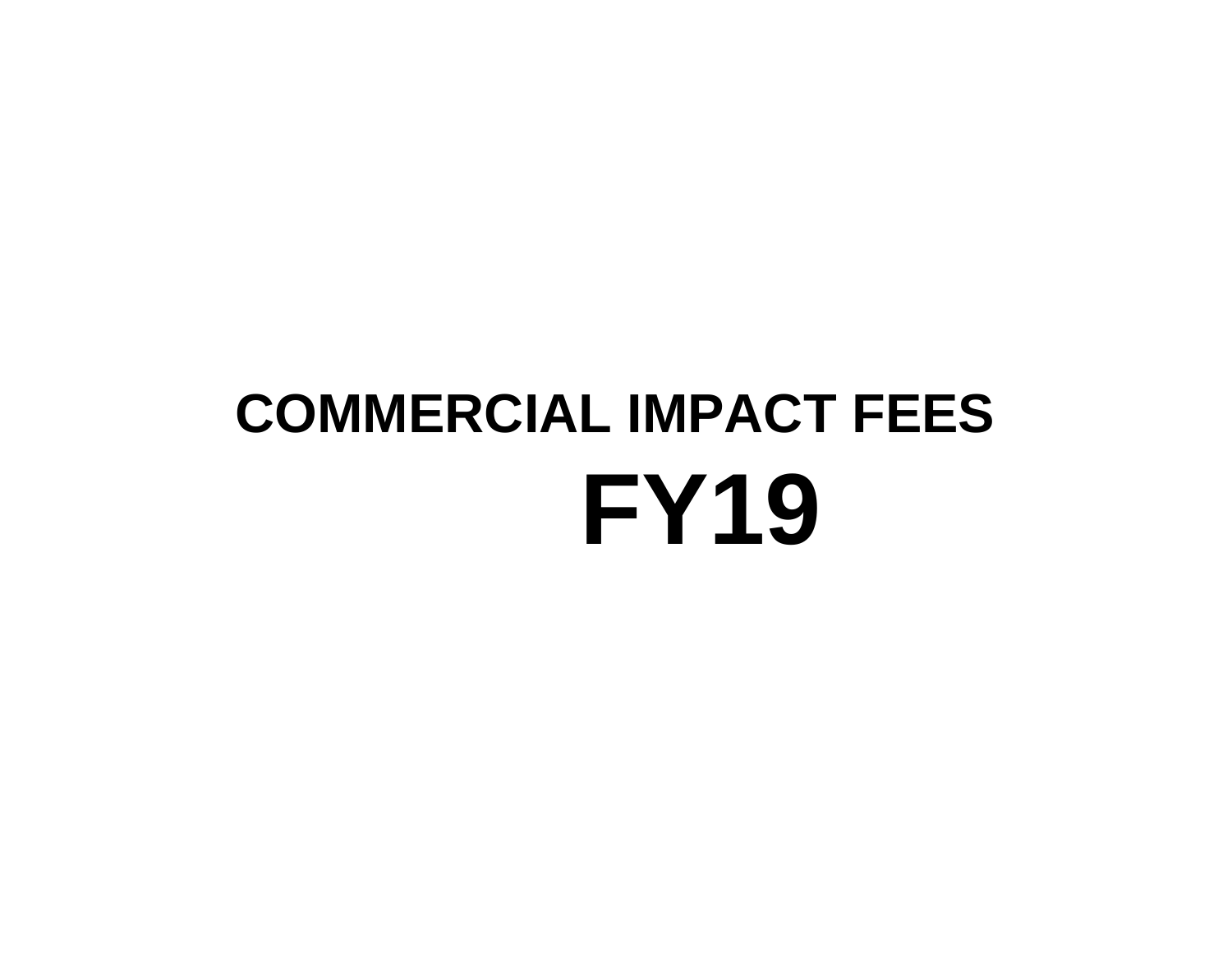# COMMERCIAL IMPACT FEES

# FY19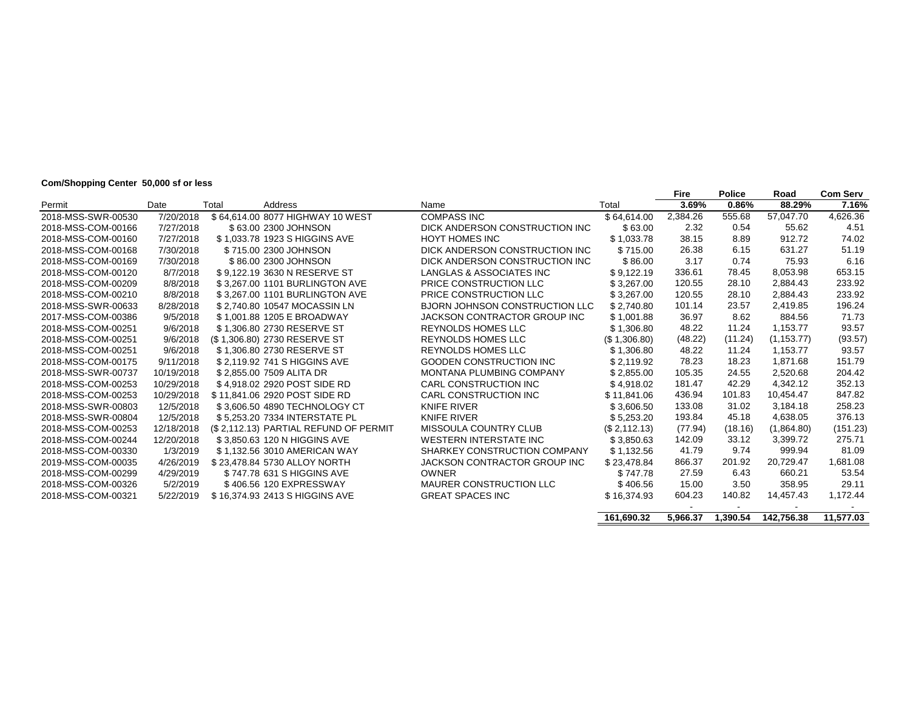**Com/Shopping Center 50,000 sf or less**

| Permit | Date | Total | Address | Name | Total | Fire 3.69% | Police 0.86% | Road 88.29% | Com Serv 7.16% |
|---|---|---|---|---|---|---|---|---|---|
| 2018-MSS-SWR-00530 | 7/20/2018 | $ 64,614.00 | 8077 HIGHWAY 10 WEST | COMPASS INC | $ 64,614.00 | 2,384.26 | 555.68 | 57,047.70 | 4,626.36 |
| 2018-MSS-COM-00166 | 7/27/2018 | $ 63.00 | 2300 JOHNSON | DICK ANDERSON CONSTRUCTION INC | $ 63.00 | 2.32 | 0.54 | 55.62 | 4.51 |
| 2018-MSS-COM-00160 | 7/27/2018 | $ 1,033.78 | 1923 S HIGGINS AVE | HOYT HOMES INC | $ 1,033.78 | 38.15 | 8.89 | 912.72 | 74.02 |
| 2018-MSS-COM-00168 | 7/30/2018 | $ 715.00 | 2300 JOHNSON | DICK ANDERSON CONSTRUCTION INC | $ 715.00 | 26.38 | 6.15 | 631.27 | 51.19 |
| 2018-MSS-COM-00169 | 7/30/2018 | $ 86.00 | 2300 JOHNSON | DICK ANDERSON CONSTRUCTION INC | $ 86.00 | 3.17 | 0.74 | 75.93 | 6.16 |
| 2018-MSS-COM-00120 | 8/7/2018 | $ 9,122.19 | 3630 N RESERVE ST | LANGLAS & ASSOCIATES INC | $ 9,122.19 | 336.61 | 78.45 | 8,053.98 | 653.15 |
| 2018-MSS-COM-00209 | 8/8/2018 | $ 3,267.00 | 1101 BURLINGTON AVE | PRICE CONSTRUCTION LLC | $ 3,267.00 | 120.55 | 28.10 | 2,884.43 | 233.92 |
| 2018-MSS-COM-00210 | 8/8/2018 | $ 3,267.00 | 1101 BURLINGTON AVE | PRICE CONSTRUCTION LLC | $ 3,267.00 | 120.55 | 28.10 | 2,884.43 | 233.92 |
| 2018-MSS-SWR-00633 | 8/28/2018 | $ 2,740.80 | 10547 MOCASSIN LN | BJORN JOHNSON CONSTRUCTION LLC | $ 2,740.80 | 101.14 | 23.57 | 2,419.85 | 196.24 |
| 2017-MSS-COM-00386 | 9/5/2018 | $ 1,001.88 | 1205 E BROADWAY | JACKSON CONTRACTOR GROUP INC | $ 1,001.88 | 36.97 | 8.62 | 884.56 | 71.73 |
| 2018-MSS-COM-00251 | 9/6/2018 | $ 1,306.80 | 2730 RESERVE ST | REYNOLDS HOMES LLC | $ 1,306.80 | 48.22 | 11.24 | 1,153.77 | 93.57 |
| 2018-MSS-COM-00251 | 9/6/2018 | ($ 1,306.80) | 2730 RESERVE ST | REYNOLDS HOMES LLC | ($ 1,306.80) | (48.22) | (11.24) | (1,153.77) | (93.57) |
| 2018-MSS-COM-00251 | 9/6/2018 | $ 1,306.80 | 2730 RESERVE ST | REYNOLDS HOMES LLC | $ 1,306.80 | 48.22 | 11.24 | 1,153.77 | 93.57 |
| 2018-MSS-COM-00175 | 9/11/2018 | $ 2,119.92 | 741 S HIGGINS AVE | GOODEN CONSTRUCTION INC | $ 2,119.92 | 78.23 | 18.23 | 1,871.68 | 151.79 |
| 2018-MSS-SWR-00737 | 10/19/2018 | $ 2,855.00 | 7509 ALITA DR | MONTANA PLUMBING COMPANY | $ 2,855.00 | 105.35 | 24.55 | 2,520.68 | 204.42 |
| 2018-MSS-COM-00253 | 10/29/2018 | $ 4,918.02 | 2920 POST SIDE RD | CARL CONSTRUCTION INC | $ 4,918.02 | 181.47 | 42.29 | 4,342.12 | 352.13 |
| 2018-MSS-COM-00253 | 10/29/2018 | $ 11,841.06 | 2920 POST SIDE RD | CARL CONSTRUCTION INC | $ 11,841.06 | 436.94 | 101.83 | 10,454.47 | 847.82 |
| 2018-MSS-SWR-00803 | 12/5/2018 | $ 3,606.50 | 4890 TECHNOLOGY CT | KNIFE RIVER | $ 3,606.50 | 133.08 | 31.02 | 3,184.18 | 258.23 |
| 2018-MSS-SWR-00804 | 12/5/2018 | $ 5,253.20 | 7334 INTERSTATE PL | KNIFE RIVER | $ 5,253.20 | 193.84 | 45.18 | 4,638.05 | 376.13 |
| 2018-MSS-COM-00253 | 12/18/2018 | ($ 2,112.13) | PARTIAL REFUND OF PERMIT | MISSOULA COUNTRY CLUB | ($ 2,112.13) | (77.94) | (18.16) | (1,864.80) | (151.23) |
| 2018-MSS-COM-00244 | 12/20/2018 | $ 3,850.63 | 120 N HIGGINS AVE | WESTERN INTERSTATE INC | $ 3,850.63 | 142.09 | 33.12 | 3,399.72 | 275.71 |
| 2018-MSS-COM-00330 | 1/3/2019 | $ 1,132.56 | 3010 AMERICAN WAY | SHARKEY CONSTRUCTION COMPANY | $ 1,132.56 | 41.79 | 9.74 | 999.94 | 81.09 |
| 2019-MSS-COM-00035 | 4/26/2019 | $ 23,478.84 | 5730 ALLOY NORTH | JACKSON CONTRACTOR GROUP INC | $ 23,478.84 | 866.37 | 201.92 | 20,729.47 | 1,681.08 |
| 2018-MSS-COM-00299 | 4/29/2019 | $ 747.78 | 631 S HIGGINS AVE | OWNER | $ 747.78 | 27.59 | 6.43 | 660.21 | 53.54 |
| 2018-MSS-COM-00326 | 5/2/2019 | $ 406.56 | 120 EXPRESSWAY | MAURER CONSTRUCTION LLC | $ 406.56 | 15.00 | 3.50 | 358.95 | 29.11 |
| 2018-MSS-COM-00321 | 5/22/2019 | $ 16,374.93 | 2413 S HIGGINS AVE | GREAT SPACES INC | $ 16,374.93 | 604.23 | 140.82 | 14,457.43 | 1,172.44 |
| | | | | | | - | - | - | - |
| | | | | | **161,690.32** | **5,966.37** | **1,390.54** | **142,756.38** | **11,577.03** |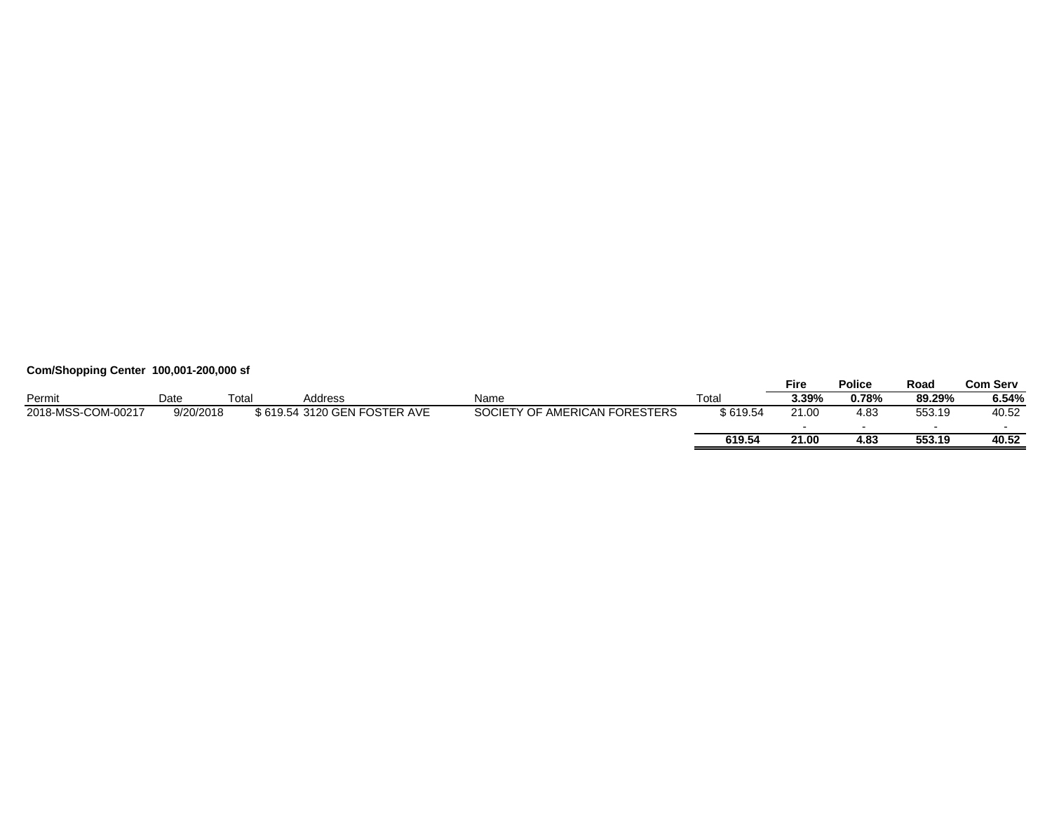**Com/Shopping Center 100,001-200,000 sf**

| Permit | Date | Total | Address | Name | Total | Fire | Police | Road | Com Serv |
|---|---|---|---|---|---|---|---|---|---|
| | | | | | | **3.39%** | **0.78%** | **89.29%** | **6.54%** |
| 2018-MSS-COM-00217 | 9/20/2018 | $ 619.54 | 3120 GEN FOSTER AVE | SOCIETY OF AMERICAN FORESTERS | $ 619.54 | 21.00 | 4.83 | 553.19 | 40.52 |
| | | | | | | - | - | - | - |
| | | | | | **619.54** | **21.00** | **4.83** | **553.19** | **40.52** |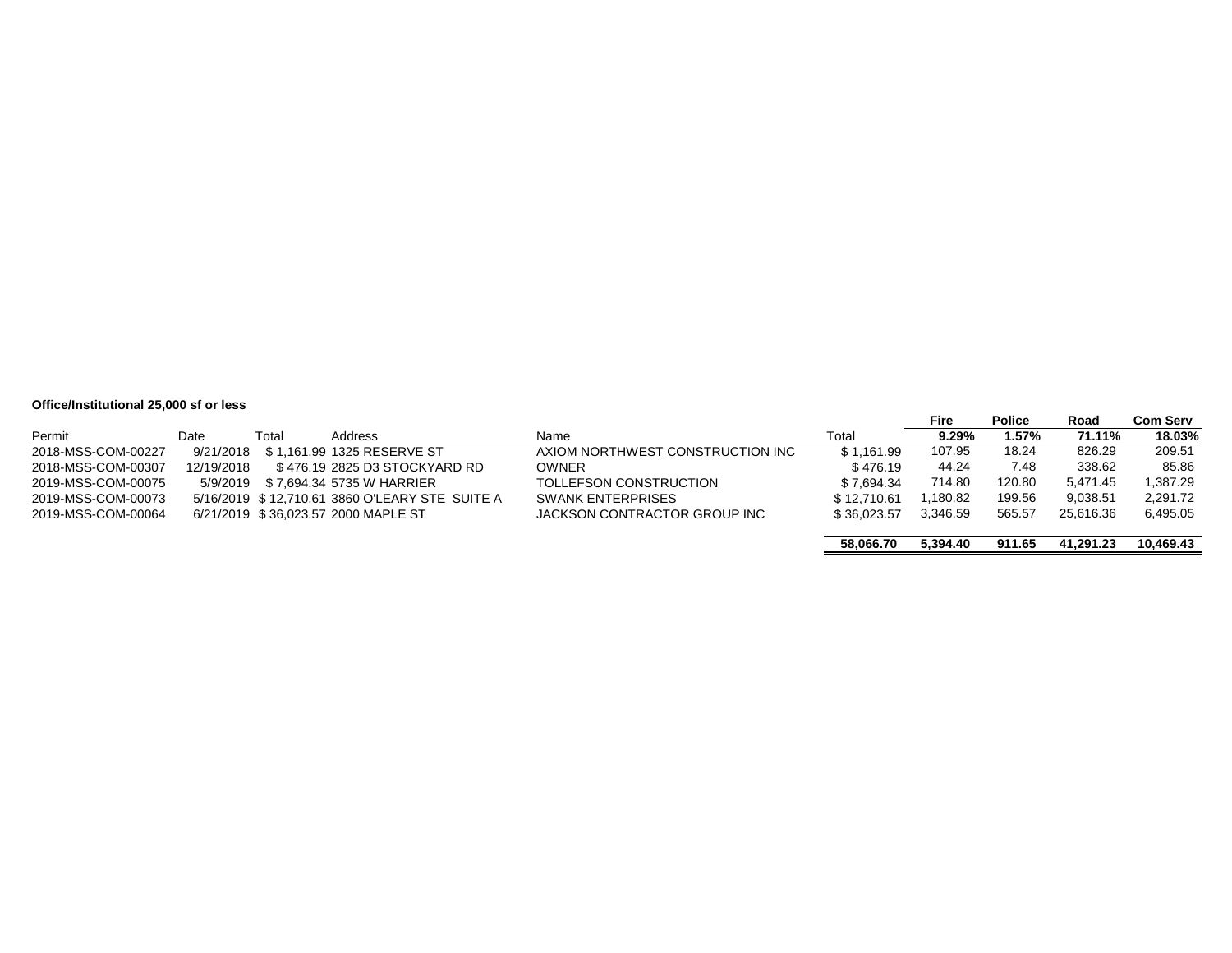**Office/Institutional 25,000 sf or less**

| Permit | Date | Total | Address | Name | Total | Fire | Police | Road | Com Serv |
|---|---|---|---|---|---|---|---|---|---|
| | | | | | | 9.29% | 1.57% | 71.11% | 18.03% |
| 2018-MSS-COM-00227 | 9/21/2018 | $ 1,161.99 | 1325 RESERVE ST | AXIOM NORTHWEST CONSTRUCTION INC | $ 1,161.99 | 107.95 | 18.24 | 826.29 | 209.51 |
| 2018-MSS-COM-00307 | 12/19/2018 | $ 476.19 | 2825 D3 STOCKYARD RD | OWNER | $ 476.19 | 44.24 | 7.48 | 338.62 | 85.86 |
| 2019-MSS-COM-00075 | 5/9/2019 | $ 7,694.34 | 5735 W HARRIER | TOLLEFSON CONSTRUCTION | $ 7,694.34 | 714.80 | 120.80 | 5,471.45 | 1,387.29 |
| 2019-MSS-COM-00073 | 5/16/2019 | $ 12,710.61 | 3860 O'LEARY STE SUITE A | SWANK ENTERPRISES | $ 12,710.61 | 1,180.82 | 199.56 | 9,038.51 | 2,291.72 |
| 2019-MSS-COM-00064 | 6/21/2019 | $ 36,023.57 | 2000 MAPLE ST | JACKSON CONTRACTOR GROUP INC | $ 36,023.57 | 3,346.59 | 565.57 | 25,616.36 | 6,495.05 |
| | | | | | **58,066.70** | **5,394.40** | **911.65** | **41,291.23** | **10,469.43** |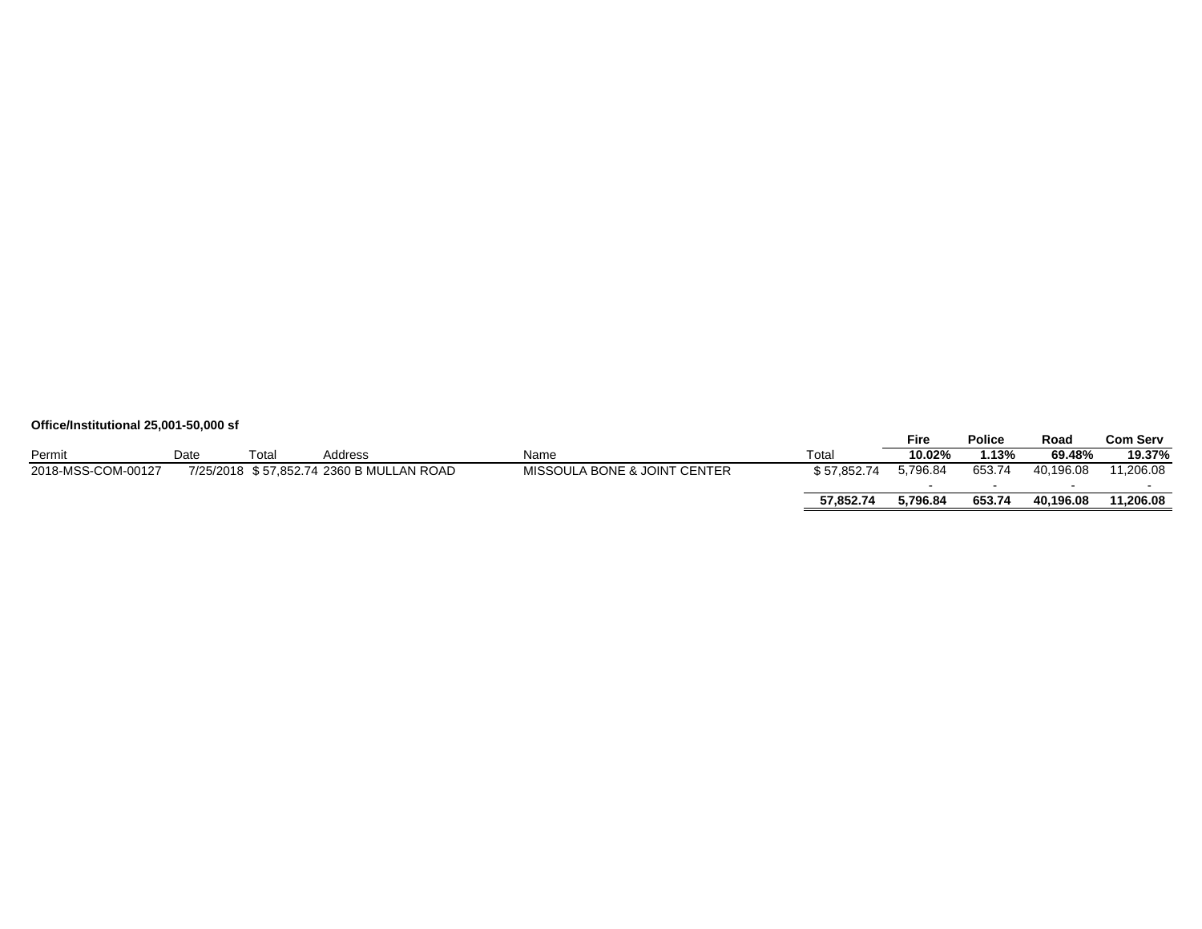**Office/Institutional 25,001-50,000 sf**

| Permit | Date | Total | Address | Name | Total | Fire | Police | Road | Com Serv |
|---|---|---|---|---|---|---|---|---|---|
| | | | | | | **10.02%** | **1.13%** | **69.48%** | **19.37%** |
| 2018-MSS-COM-00127 | 7/25/2018 | $ 57,852.74 | 2360 B MULLAN ROAD | MISSOULA BONE & JOINT CENTER | $ 57,852.74 | 5,796.84 | 653.74 | 40,196.08 | 11,206.08 |
| | | | | | | - | - | - | - |
| | | | | | **57,852.74** | **5,796.84** | **653.74** | **40,196.08** | **11,206.08** |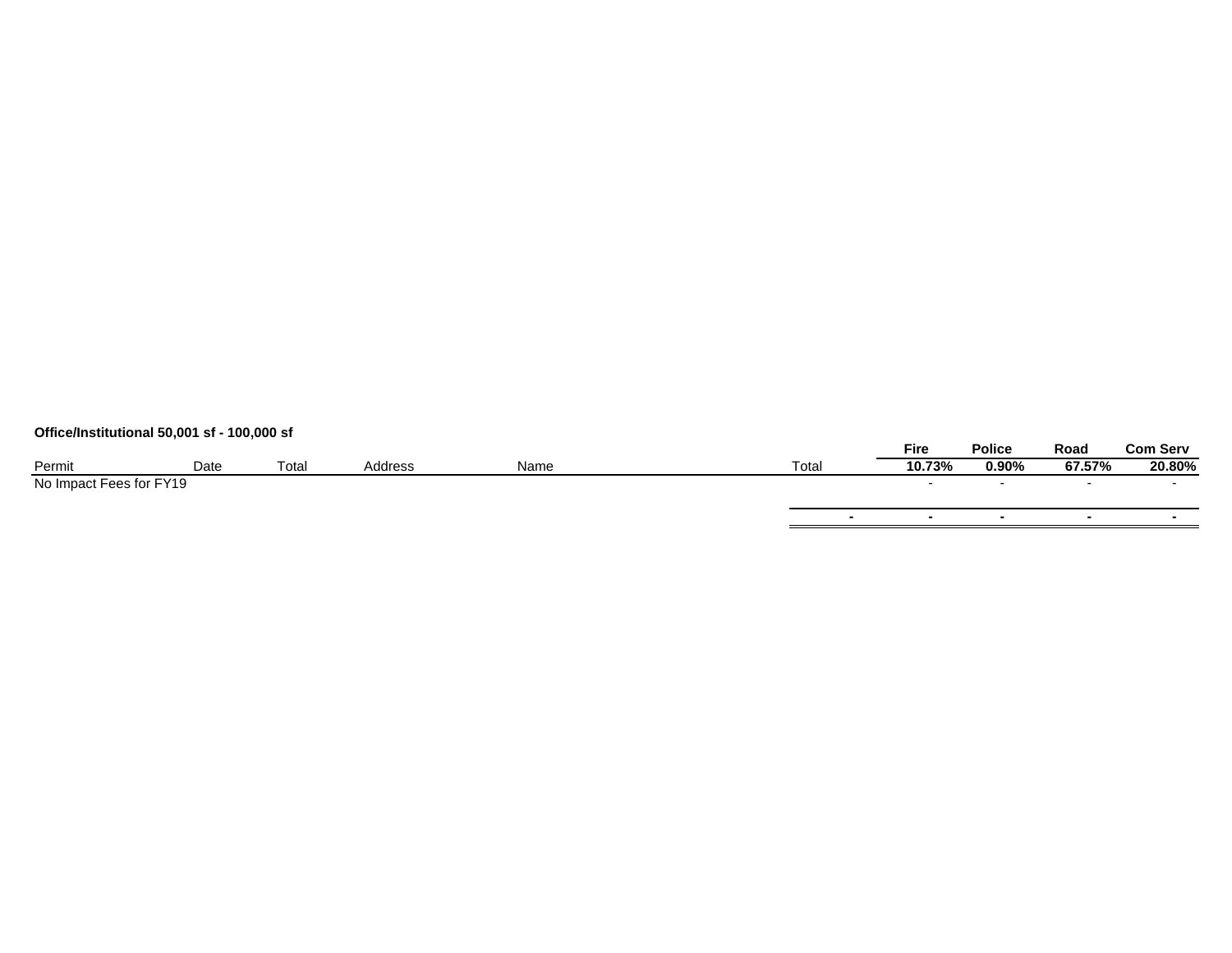**Office/Institutional 50,001 sf - 100,000 sf**

| Permit | Date | Total | Address | Name | Total | Fire 10.73% | Police 0.90% | Road 67.57% | Com Serv 20.80% |
|---|---|---|---|---|---|---|---|---|---|
| No Impact Fees for FY19 | | | | | | - | - | - | - |
| | | | | | - | - | - | - | - |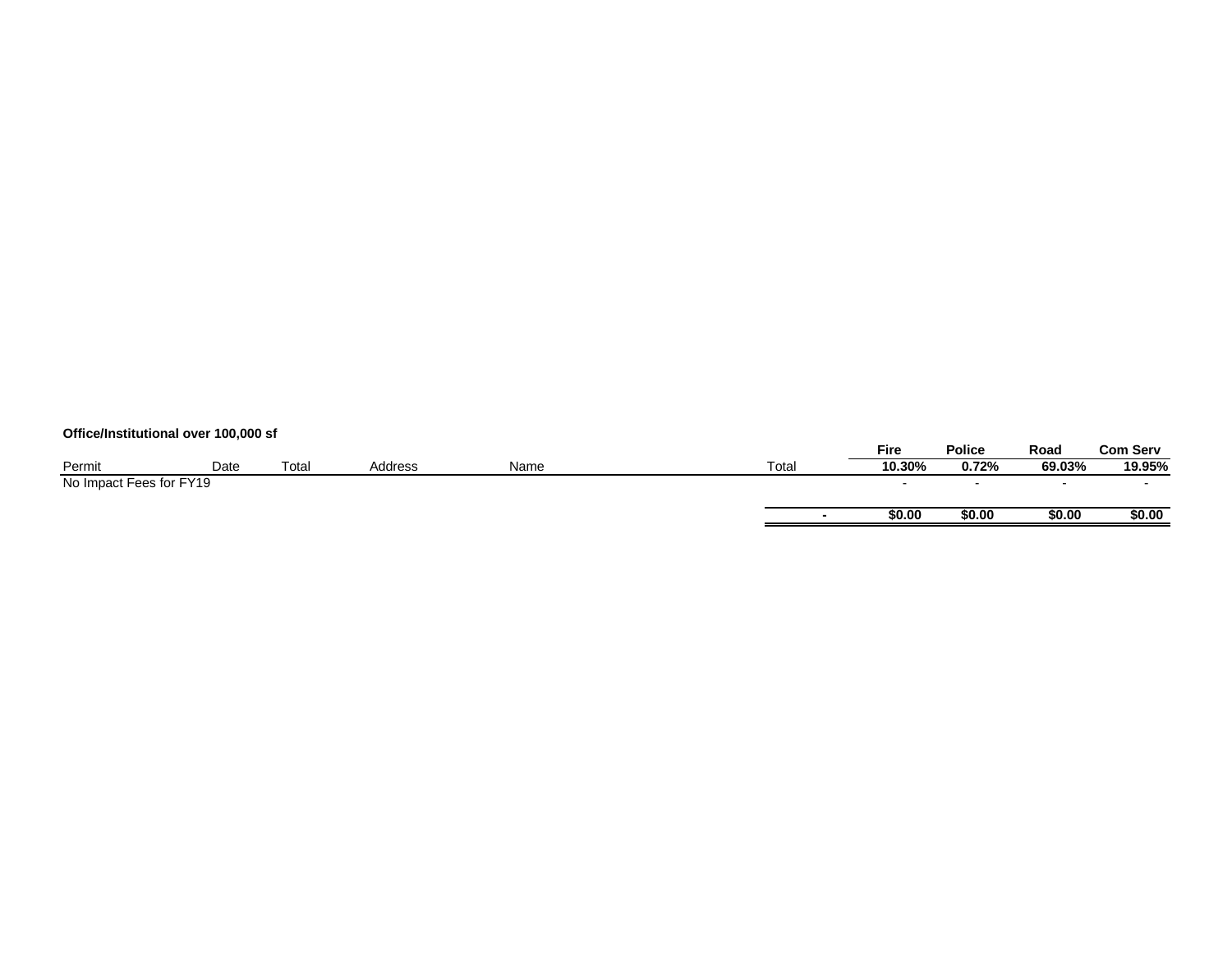**Office/Institutional over 100,000 sf**

| Permit | Date | Total | Address | Name | Total | | Fire | Police | Road | Com Serv |
|---|---|---|---|---|---|---|---|---|---|---|
| | | | | | | | 10.30% | 0.72% | 69.03% | 19.95% |
| No Impact Fees for FY19 | | | | | | | - | - | - | - |
| | | | | | | - | $0.00 | $0.00 | $0.00 | $0.00 |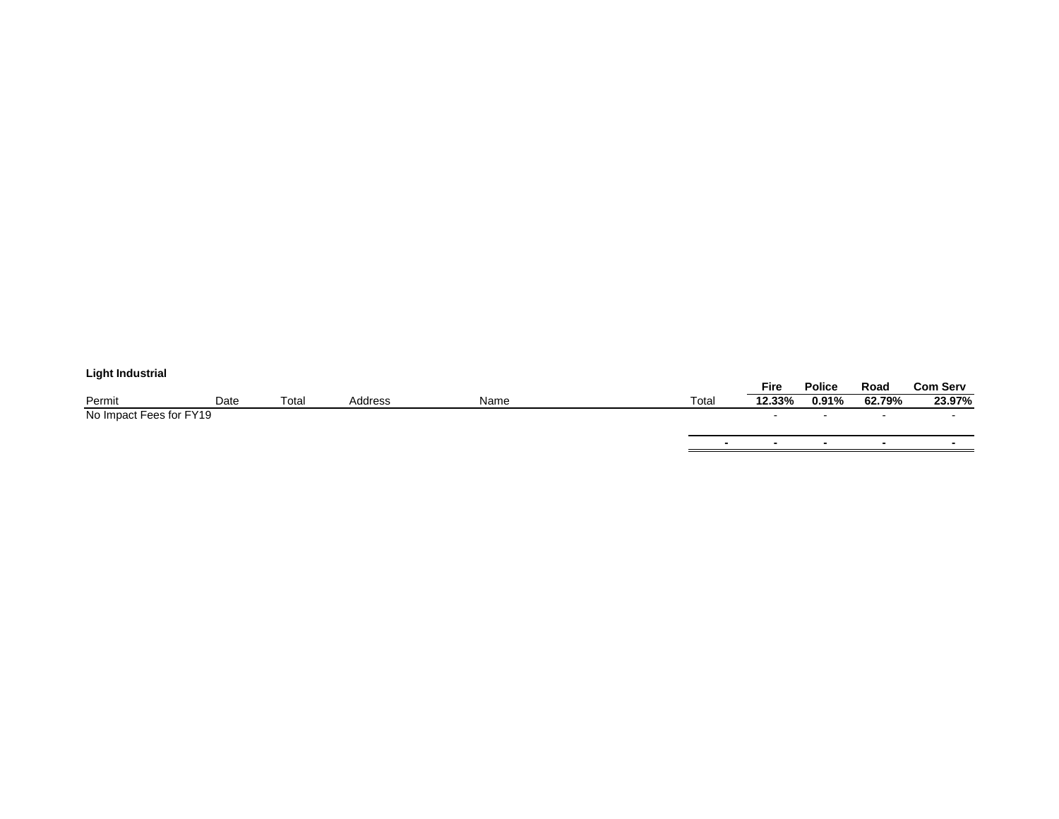**Light Industrial**

| Permit | Date | Total | Address | Name | Total | Fire<br>12.33% | Police<br>0.91% | Road<br>62.79% | Com Serv<br>23.97% |
|---|---|---|---|---|---|---|---|---|---|
| No Impact Fees for FY19 | | | | | | - | - | - | - |
| | | | | | - | - | - | - | - |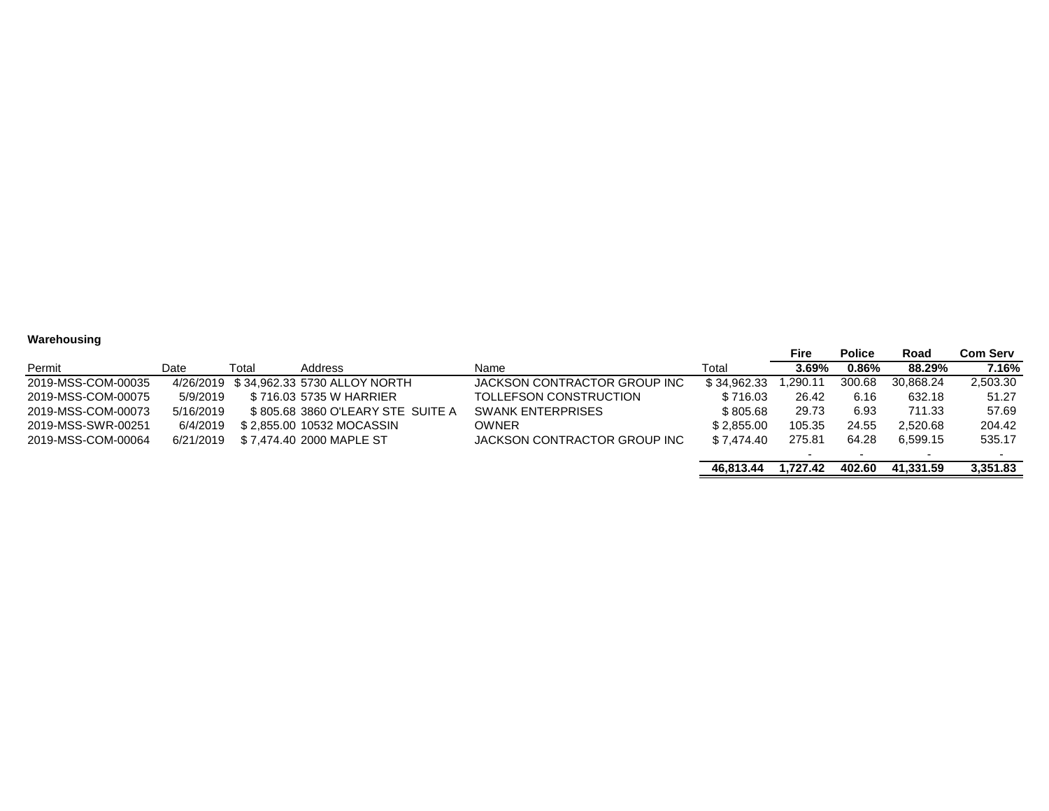**Warehousing**

| Permit | Date | Total | Address | Name | Total | Fire | Police | Road | Com Serv |
|---|---|---|---|---|---|---|---|---|---|
| | | | | | | **3.69%** | **0.86%** | **88.29%** | **7.16%** |
| 2019-MSS-COM-00035 | 4/26/2019 | $ 34,962.33 | 5730 ALLOY NORTH | JACKSON CONTRACTOR GROUP INC | $ 34,962.33 | 1,290.11 | 300.68 | 30,868.24 | 2,503.30 |
| 2019-MSS-COM-00075 | 5/9/2019 | $ 716.03 | 5735 W HARRIER | TOLLEFSON CONSTRUCTION | $ 716.03 | 26.42 | 6.16 | 632.18 | 51.27 |
| 2019-MSS-COM-00073 | 5/16/2019 | $ 805.68 | 3860 O'LEARY STE SUITE A | SWANK ENTERPRISES | $ 805.68 | 29.73 | 6.93 | 711.33 | 57.69 |
| 2019-MSS-SWR-00251 | 6/4/2019 | $ 2,855.00 | 10532 MOCASSIN | OWNER | $ 2,855.00 | 105.35 | 24.55 | 2,520.68 | 204.42 |
| 2019-MSS-COM-00064 | 6/21/2019 | $ 7,474.40 | 2000 MAPLE ST | JACKSON CONTRACTOR GROUP INC | $ 7,474.40 | 275.81 | 64.28 | 6,599.15 | 535.17 |
| | | | | | | - | - | - | - |
| | | | | | **46,813.44** | **1,727.42** | **402.60** | **41,331.59** | **3,351.83** |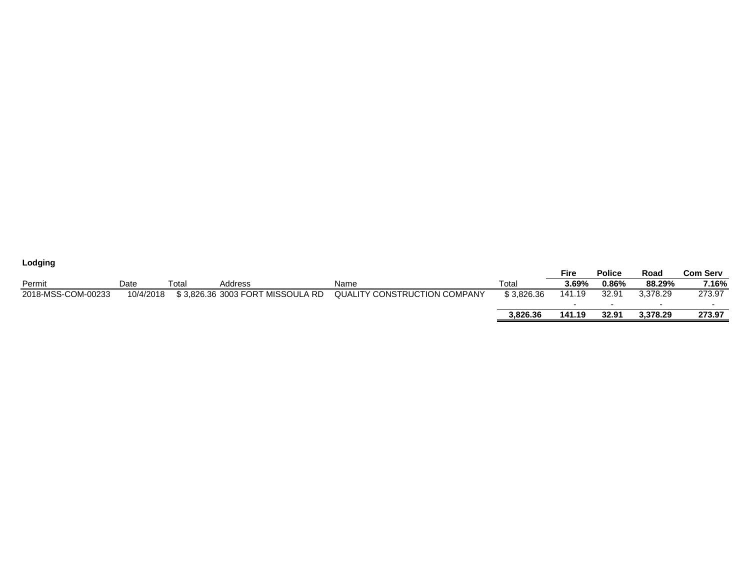**Lodging**

| Permit | Date | Total | Address | Name | Total | Fire | Police | Road | Com Serv |
|---|---|---|---|---|---|---|---|---|---|
| | | | | | | 3.69% | 0.86% | 88.29% | 7.16% |
| 2018-MSS-COM-00233 | 10/4/2018 | $ 3,826.36 | 3003 FORT MISSOULA RD | QUALITY CONSTRUCTION COMPANY | $ 3,826.36 | 141.19 | 32.91 | 3,378.29 | 273.97 |
| | | | | | | - | - | - | - |
| | | | | | **3,826.36** | **141.19** | **32.91** | **3,378.29** | **273.97** |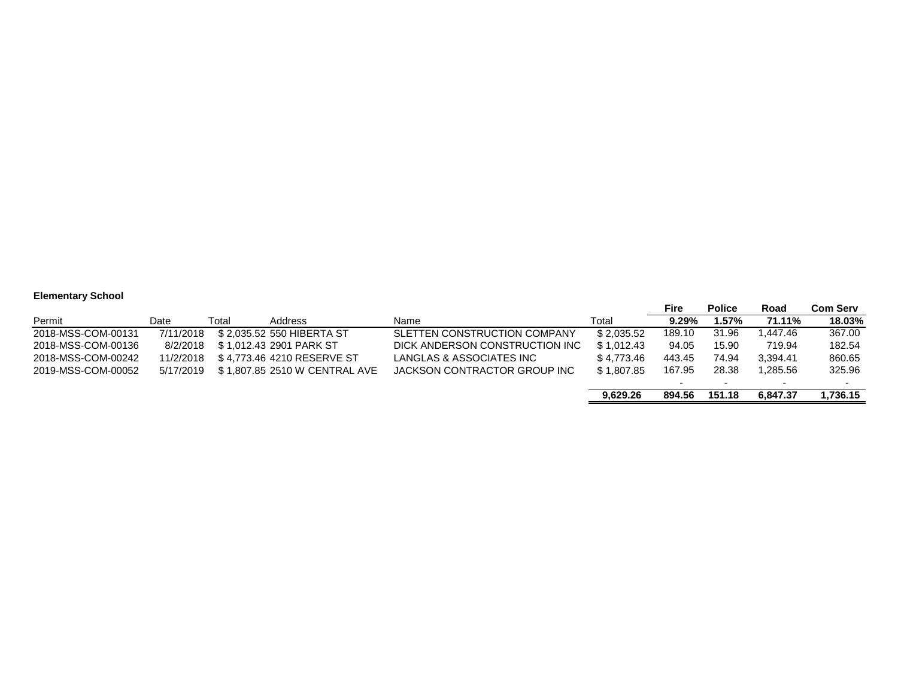**Elementary School**

| Permit | Date | Total | Address | Name | Total | Fire | Police | Road | Com Serv |
|---|---|---|---|---|---|---|---|---|---|
| | | | | | | **9.29%** | **1.57%** | **71.11%** | **18.03%** |
| 2018-MSS-COM-00131 | 7/11/2018 | $ 2,035.52 | 550 HIBERTA ST | SLETTEN CONSTRUCTION COMPANY | $ 2,035.52 | 189.10 | 31.96 | 1,447.46 | 367.00 |
| 2018-MSS-COM-00136 | 8/2/2018 | $ 1,012.43 | 2901 PARK ST | DICK ANDERSON CONSTRUCTION INC | $ 1,012.43 | 94.05 | 15.90 | 719.94 | 182.54 |
| 2018-MSS-COM-00242 | 11/2/2018 | $ 4,773.46 | 4210 RESERVE ST | LANGLAS & ASSOCIATES INC | $ 4,773.46 | 443.45 | 74.94 | 3,394.41 | 860.65 |
| 2019-MSS-COM-00052 | 5/17/2019 | $ 1,807.85 | 2510 W CENTRAL AVE | JACKSON CONTRACTOR GROUP INC | $ 1,807.85 | 167.95 | 28.38 | 1,285.56 | 325.96 |
| | | | | | | - | - | - | - |
| | | | | | **9,629.26** | **894.56** | **151.18** | **6,847.37** | **1,736.15** |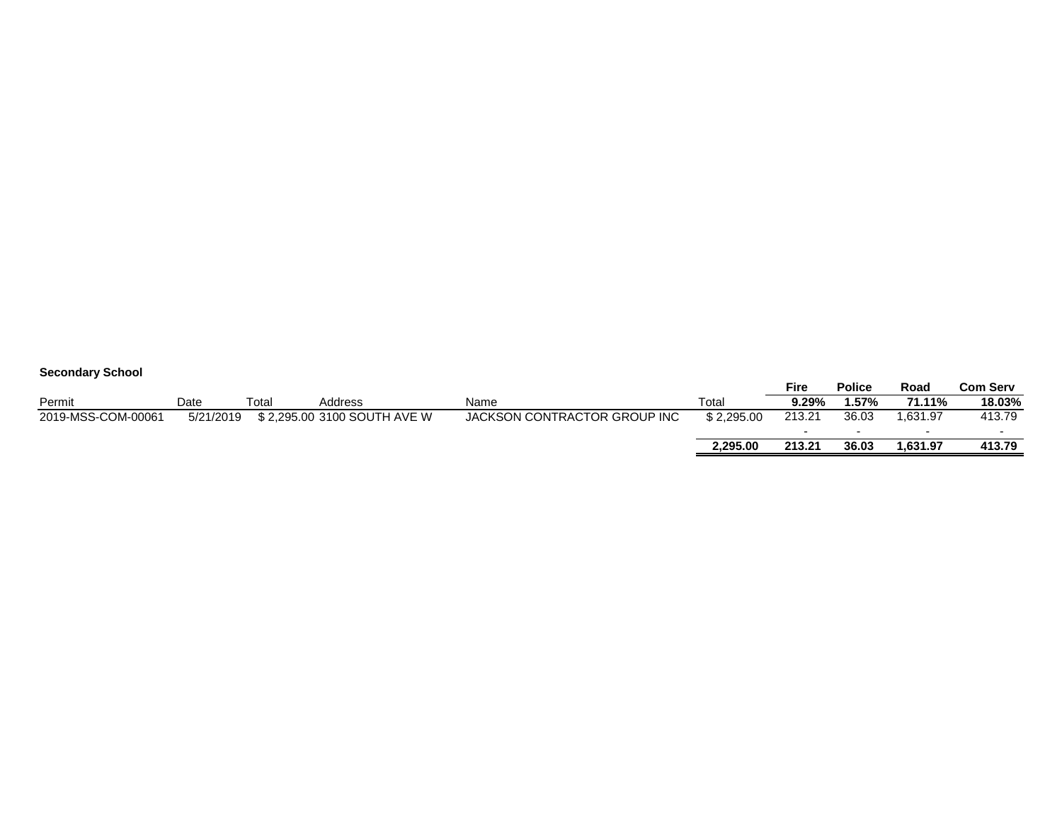**Secondary School**

| Permit | Date | Total | Address | Name | Total | Fire | Police | Road | Com Serv |
|---|---|---|---|---|---|---|---|---|---|
| | | | | | | **9.29%** | **1.57%** | **71.11%** | **18.03%** |
| 2019-MSS-COM-00061 | 5/21/2019 | $ 2,295.00 | 3100 SOUTH AVE W | JACKSON CONTRACTOR GROUP INC | $ 2,295.00 | 213.21 | 36.03 | 1,631.97 | 413.79 |
| | | | | | | - | - | - | - |
| | | | | | **2,295.00** | **213.21** | **36.03** | **1,631.97** | **413.79** |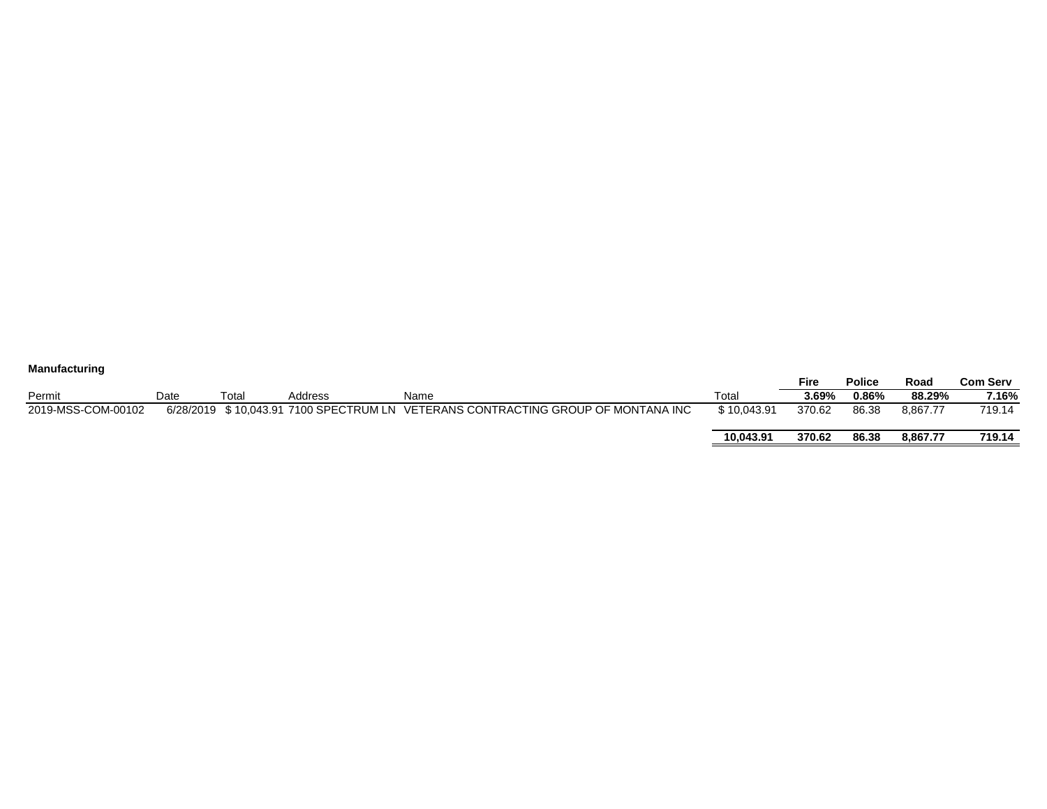**Manufacturing**

| Permit | Date | Total | Address | Name | Total | Fire | Police | Road | Com Serv |
|---|---|---|---|---|---|---|---|---|---|
| | | | | | | **3.69%** | **0.86%** | **88.29%** | **7.16%** |
| 2019-MSS-COM-00102 | 6/28/2019 | $ 10,043.91 | 7100 SPECTRUM LN | VETERANS CONTRACTING GROUP OF MONTANA INC | $ 10,043.91 | 370.62 | 86.38 | 8,867.77 | 719.14 |
| | | | | | **10,043.91** | **370.62** | **86.38** | **8,867.77** | **719.14** |